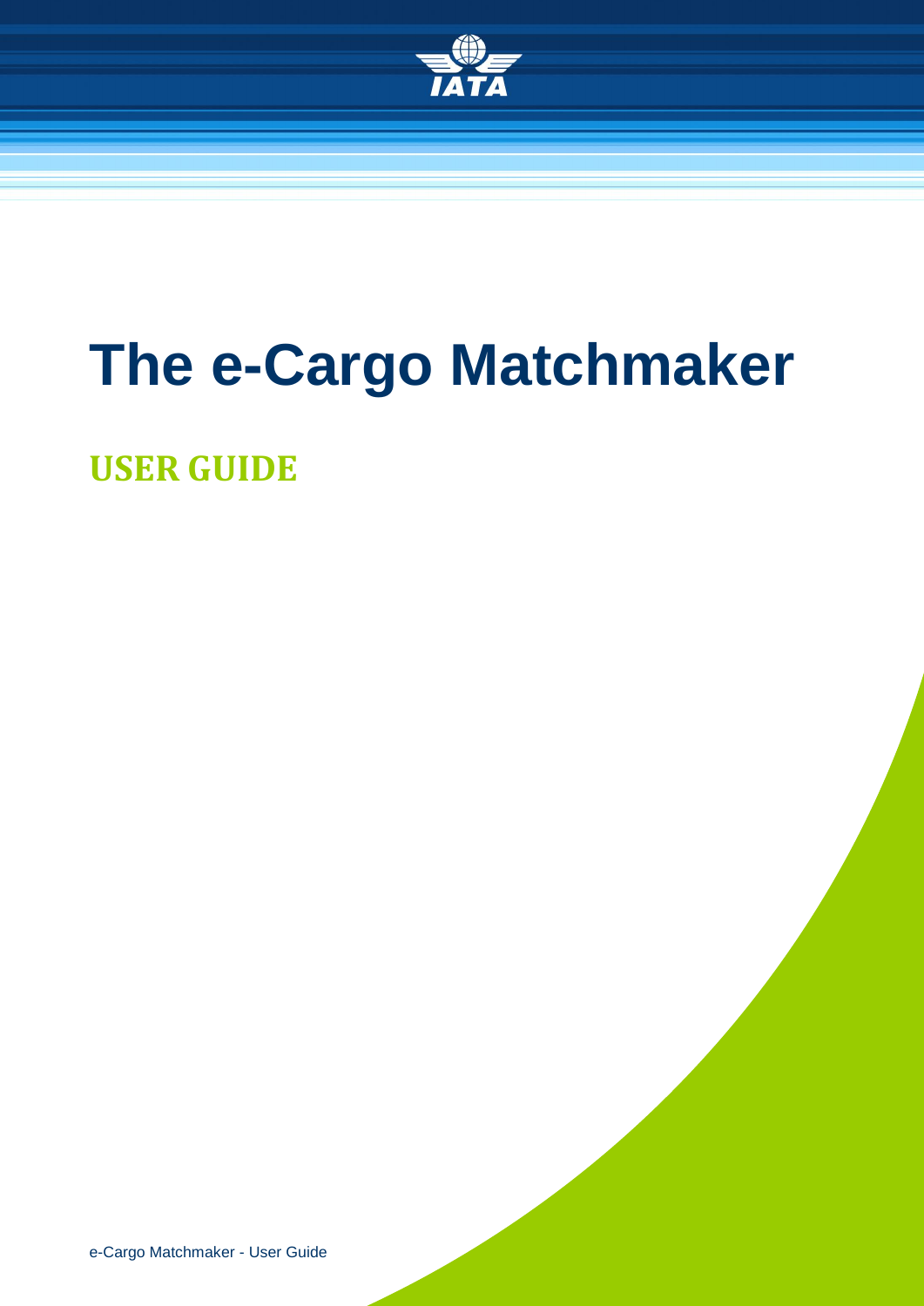# The e-Cargo Matchmaker

## USER GUIDE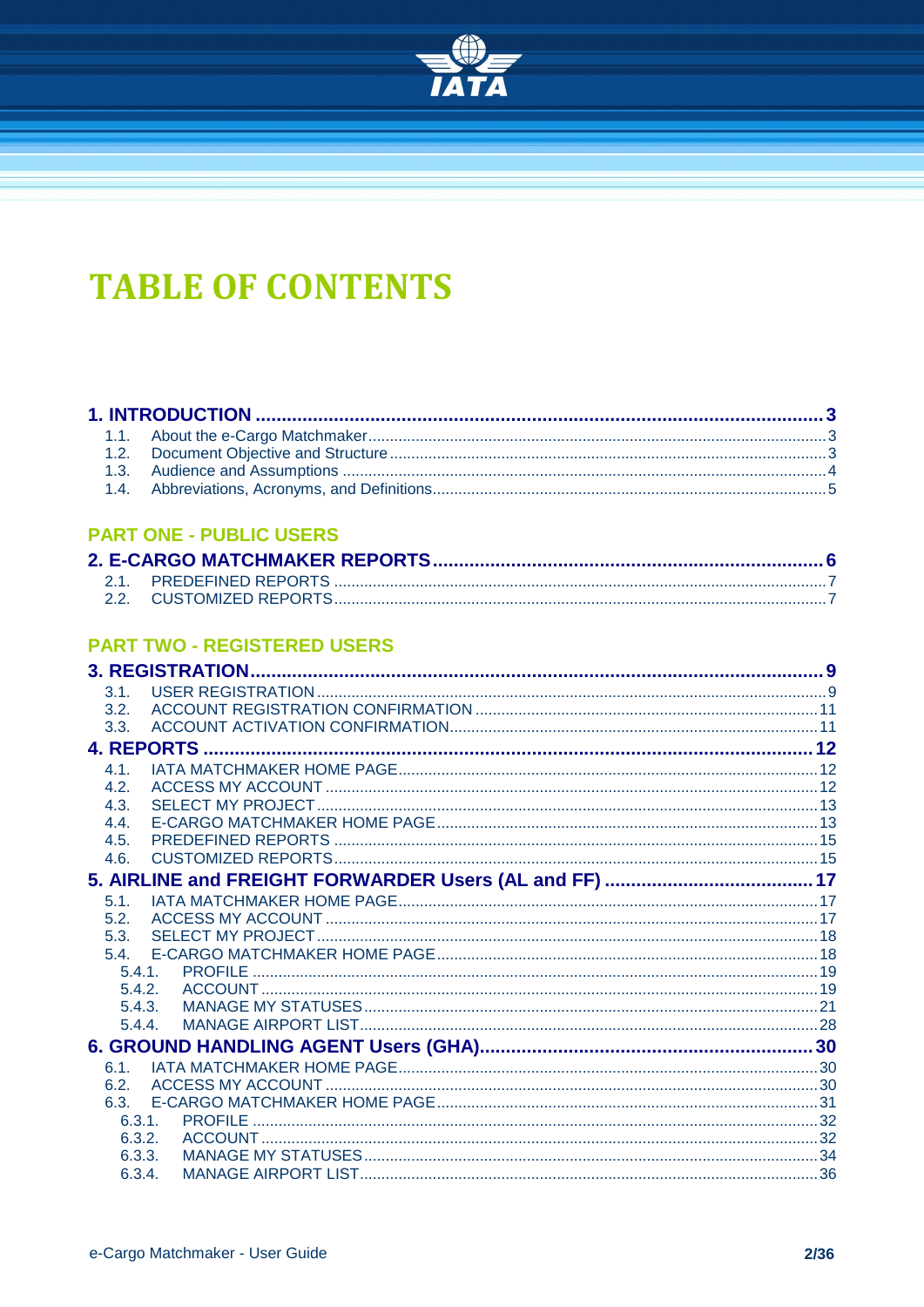# TABLE OF CONTENTS

**1. INTRODUCTION ........................................................ 3**

- 1.1. About the e-Cargo Matchmaker ........................................ 3
- 1.2. Document Objective and Structure ................................... 3
- 1.3. Audience and Assumptions ........................................... 4
- 1.4. Abbreviations, Acronyms, and Definitions ........................... 5

## PART ONE - PUBLIC USERS

**2. E-CARGO MATCHMAKER REPORTS .......................................... 6**

- 2.1. PREDEFINED REPORTS ................................................. 7
- 2.2. CUSTOMIZED REPORTS ................................................. 7

## PART TWO - REGISTERED USERS

**3. REGISTRATION ........................................................ 9**

- 3.1. USER REGISTRATION .................................................. 9
- 3.2. ACCOUNT REGISTRATION CONFIRMATION .................................. 11
- 3.3. ACCOUNT ACTIVATION CONFIRMATION .................................... 11

**4. REPORTS ............................................................. 12**

- 4.1. IATA MATCHMAKER HOME PAGE .......................................... 12
- 4.2. ACCESS MY ACCOUNT .................................................. 12
- 4.3. SELECT MY PROJECT .................................................. 13
- 4.4. E-CARGO MATCHMAKER HOME PAGE ....................................... 13
- 4.5. PREDEFINED REPORTS ................................................. 15
- 4.6. CUSTOMIZED REPORTS ................................................. 15

**5. AIRLINE and FREIGHT FORWARDER Users (AL and FF) ...................... 17**

- 5.1. IATA MATCHMAKER HOME PAGE .......................................... 17
- 5.2. ACCESS MY ACCOUNT .................................................. 17
- 5.3. SELECT MY PROJECT .................................................. 18
- 5.4. E-CARGO MATCHMAKER HOME PAGE ....................................... 18
  - 5.4.1. PROFILE ......................................................... 19
  - 5.4.2. ACCOUNT ......................................................... 19
  - 5.4.3. MANAGE MY STATUSES .............................................. 21
  - 5.4.4. MANAGE AIRPORT LIST ............................................. 28

**6. GROUND HANDLING AGENT Users (GHA) .................................... 30**

- 6.1. IATA MATCHMAKER HOME PAGE .......................................... 30
- 6.2. ACCESS MY ACCOUNT .................................................. 30
- 6.3. E-CARGO MATCHMAKER HOME PAGE ....................................... 31
  - 6.3.1. PROFILE ......................................................... 32
  - 6.3.2. ACCOUNT ......................................................... 32
  - 6.3.3. MANAGE MY STATUSES .............................................. 34
  - 6.3.4. MANAGE AIRPORT LIST ............................................. 36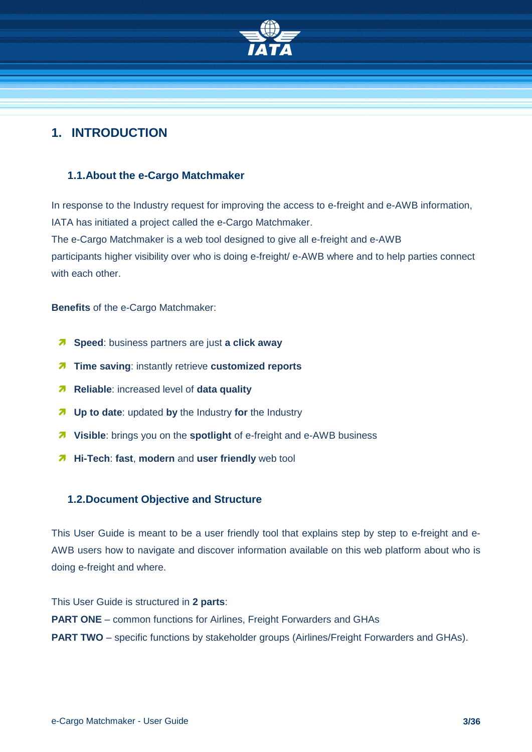# 1. INTRODUCTION

## 1.1. About the e-Cargo Matchmaker

In response to the Industry request for improving the access to e-freight and e-AWB information, IATA has initiated a project called the e-Cargo Matchmaker.
The e-Cargo Matchmaker is a web tool designed to give all e-freight and e-AWB participants higher visibility over who is doing e-freight/ e-AWB where and to help parties connect with each other.

**Benefits** of the e-Cargo Matchmaker:

- **Speed**: business partners are just **a click away**
- **Time saving**: instantly retrieve **customized reports**
- **Reliable**: increased level of **data quality**
- **Up to date**: updated **by** the Industry **for** the Industry
- **Visible**: brings you on the **spotlight** of e-freight and e-AWB business
- **Hi-Tech**: **fast**, **modern** and **user friendly** web tool

## 1.2. Document Objective and Structure

This User Guide is meant to be a user friendly tool that explains step by step to e-freight and e-AWB users how to navigate and discover information available on this web platform about who is doing e-freight and where.

This User Guide is structured in **2 parts**:
**PART ONE** – common functions for Airlines, Freight Forwarders and GHAs
**PART TWO** – specific functions by stakeholder groups (Airlines/Freight Forwarders and GHAs).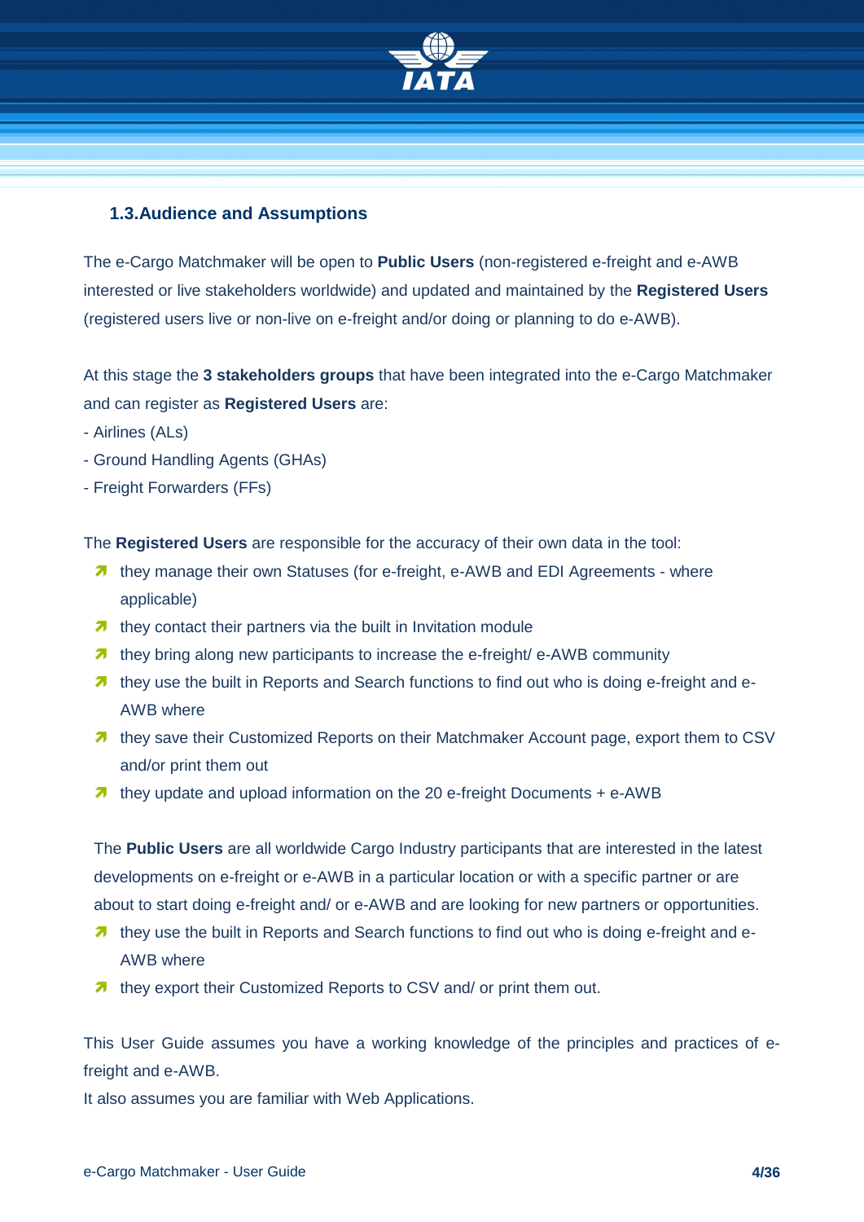## 1.3. Audience and Assumptions

The e-Cargo Matchmaker will be open to **Public Users** (non-registered e-freight and e-AWB interested or live stakeholders worldwide) and updated and maintained by the **Registered Users** (registered users live or non-live on e-freight and/or doing or planning to do e-AWB).

At this stage the **3 stakeholders groups** that have been integrated into the e-Cargo Matchmaker and can register as **Registered Users** are:

- Airlines (ALs)
- Ground Handling Agents (GHAs)
- Freight Forwarders (FFs)

The **Registered Users** are responsible for the accuracy of their own data in the tool:

- they manage their own Statuses (for e-freight, e-AWB and EDI Agreements - where applicable)
- they contact their partners via the built in Invitation module
- they bring along new participants to increase the e-freight/ e-AWB community
- they use the built in Reports and Search functions to find out who is doing e-freight and e-AWB where
- they save their Customized Reports on their Matchmaker Account page, export them to CSV and/or print them out
- they update and upload information on the 20 e-freight Documents + e-AWB

The **Public Users** are all worldwide Cargo Industry participants that are interested in the latest developments on e-freight or e-AWB in a particular location or with a specific partner or are about to start doing e-freight and/ or e-AWB and are looking for new partners or opportunities.

- they use the built in Reports and Search functions to find out who is doing e-freight and e-AWB where
- they export their Customized Reports to CSV and/ or print them out.

This User Guide assumes you have a working knowledge of the principles and practices of e-freight and e-AWB.

It also assumes you are familiar with Web Applications.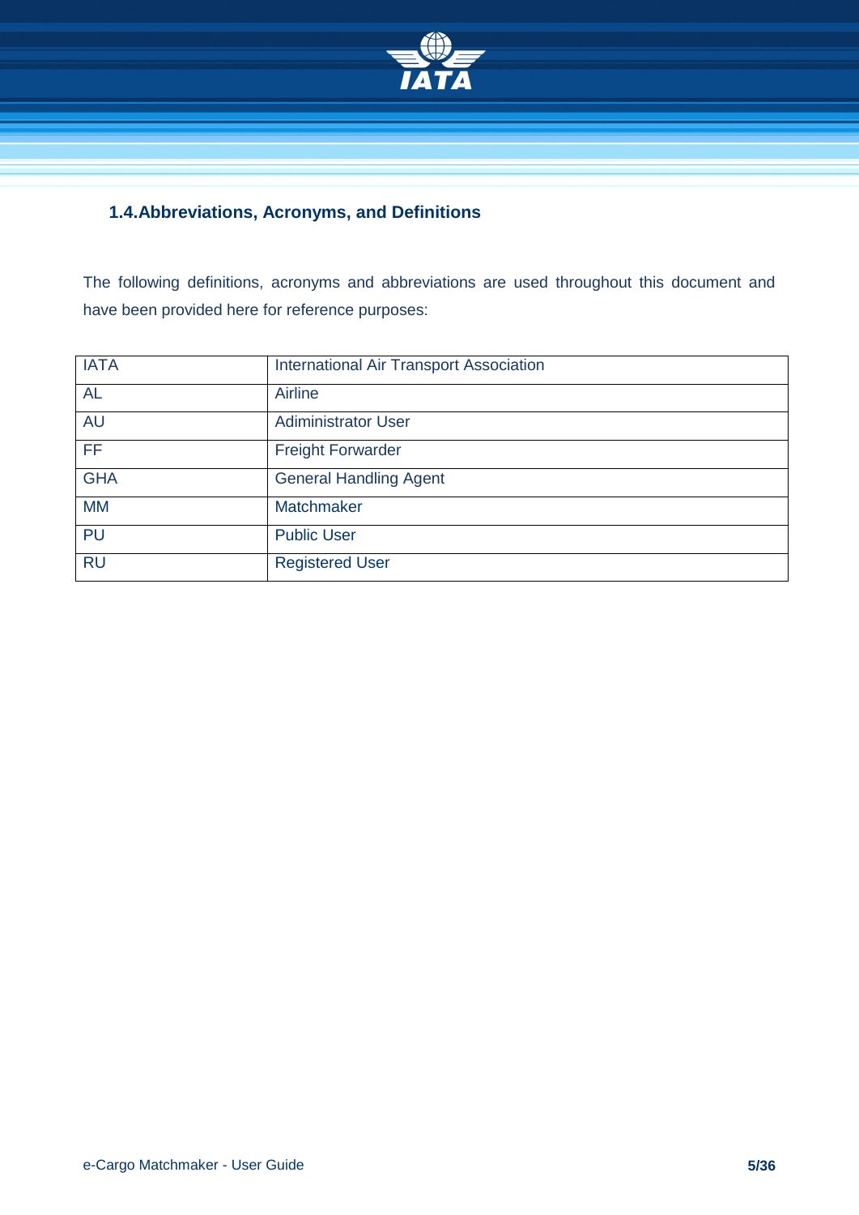## 1.4. Abbreviations, Acronyms, and Definitions

The following definitions, acronyms and abbreviations are used throughout this document and have been provided here for reference purposes:

| IATA | International Air Transport Association |
|---|---|
| AL | Airline |
| AU | Adiministrator User |
| FF | Freight Forwarder |
| GHA | General Handling Agent |
| MM | Matchmaker |
| PU | Public User |
| RU | Registered User |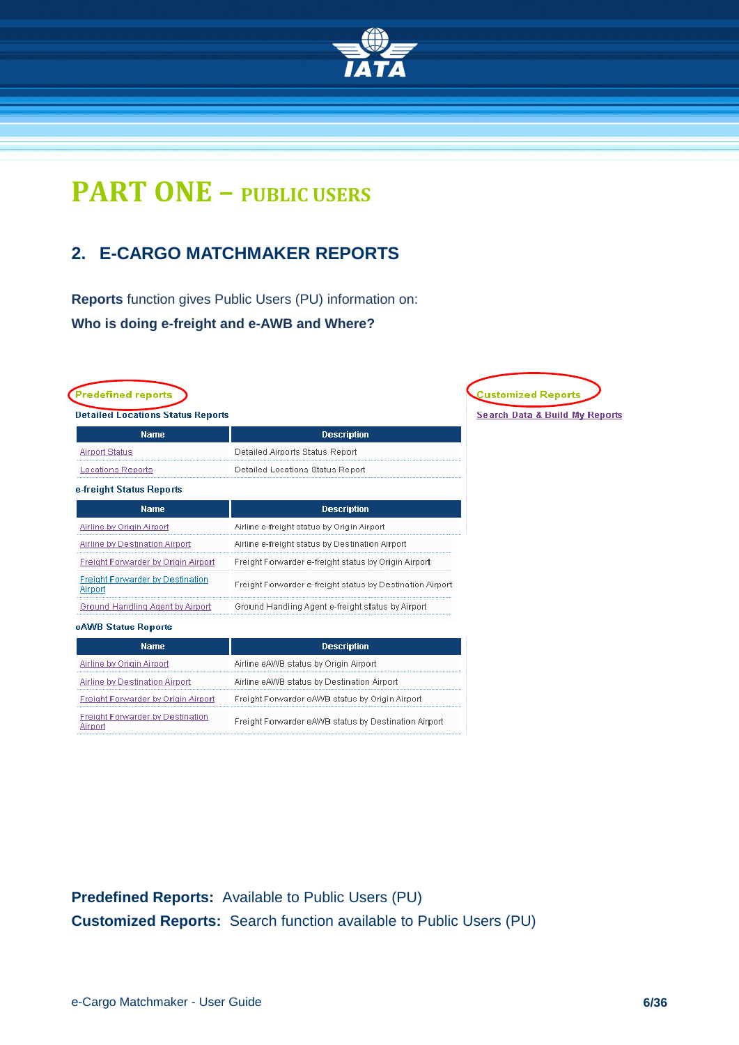# PART ONE – PUBLIC USERS

## 2. E-CARGO MATCHMAKER REPORTS

**Reports** function gives Public Users (PU) information on:

**Who is doing e-freight and e-AWB and Where?**

**Predefined reports**

**Detailed Locations Status Reports**

| Name | Description |
|---|---|
| Airport Status | Detailed Airports Status Report |
| Locations Reports | Detailed Locations Status Report |

**e-freight Status Reports**

| Name | Description |
|---|---|
| Airline by Origin Airport | Airline e-freight status by Origin Airport |
| Airline by Destination Airport | Airline e-freight status by Destination Airport |
| Freight Forwarder by Origin Airport | Freight Forwarder e-freight status by Origin Airport |
| Freight Forwarder by Destination Airport | Freight Forwarder e-freight status by Destination Airport |
| Ground Handling Agent by Airport | Ground Handling Agent e-freight status by Airport |

**eAWB Status Reports**

| Name | Description |
|---|---|
| Airline by Origin Airport | Airline eAWB status by Origin Airport |
| Airline by Destination Airport | Airline eAWB status by Destination Airport |
| Freight Forwarder by Origin Airport | Freight Forwarder eAWB status by Origin Airport |
| Freight Forwarder by Destination Airport | Freight Forwarder eAWB status by Destination Airport |

**Customized Reports**

Search Data & Build My Reports

**Predefined Reports:** Available to Public Users (PU)

**Customized Reports:** Search function available to Public Users (PU)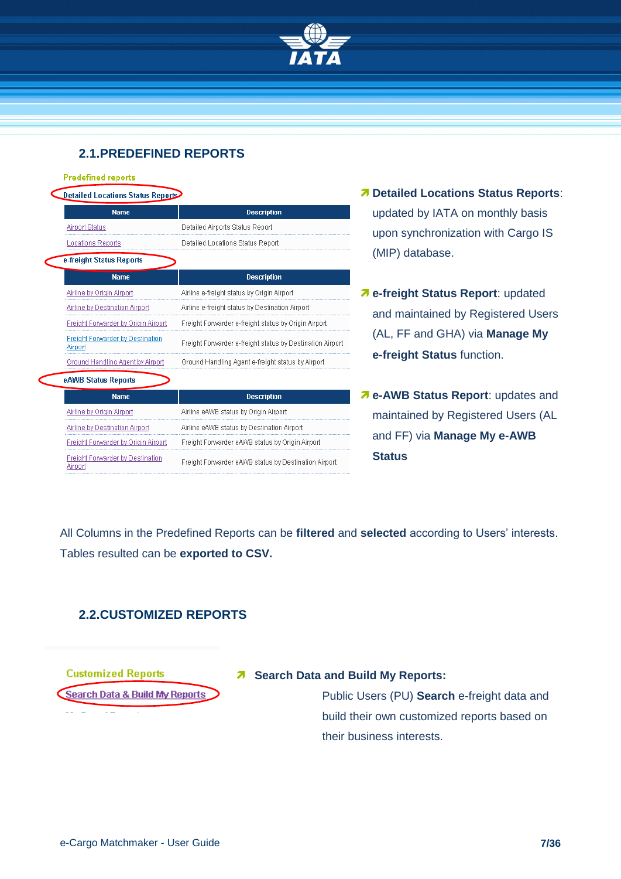## 2.1. PREDEFINED REPORTS

**Predefined reports**

**Detailed Locations Status Reports**

| Name | Description |
|---|---|
| Airport Status | Detailed Airports Status Report |
| Locations Reports | Detailed Locations Status Report |

**e-freight Status Reports**

| Name | Description |
|---|---|
| Airline by Origin Airport | Airline e-freight status by Origin Airport |
| Airline by Destination Airport | Airline e-freight status by Destination Airport |
| Freight Forwarder by Origin Airport | Freight Forwarder e-freight status by Origin Airport |
| Freight Forwarder by Destination Airport | Freight Forwarder e-freight status by Destination Airport |
| Ground Handling Agent by Airport | Ground Handling Agent e-freight status by Airport |

**eAWB Status Reports**

| Name | Description |
|---|---|
| Airline by Origin Airport | Airline eAWB status by Origin Airport |
| Airline by Destination Airport | Airline eAWB status by Destination Airport |
| Freight Forwarder by Origin Airport | Freight Forwarder eAWB status by Origin Airport |
| Freight Forwarder by Destination Airport | Freight Forwarder eAWB status by Destination Airport |

- **Detailed Locations Status Reports**: updated by IATA on monthly basis upon synchronization with Cargo IS (MIP) database.
- **e-freight Status Report**: updated and maintained by Registered Users (AL, FF and GHA) via **Manage My e-freight Status** function.
- **e-AWB Status Report**: updates and maintained by Registered Users (AL and FF) via **Manage My e-AWB Status**

All Columns in the Predefined Reports can be **filtered** and **selected** according to Users' interests. Tables resulted can be **exported to CSV.**

## 2.2. CUSTOMIZED REPORTS

**Customized Reports**

Search Data & Build My Reports

- **Search Data and Build My Reports:**

  Public Users (PU) **Search** e-freight data and build their own customized reports based on their business interests.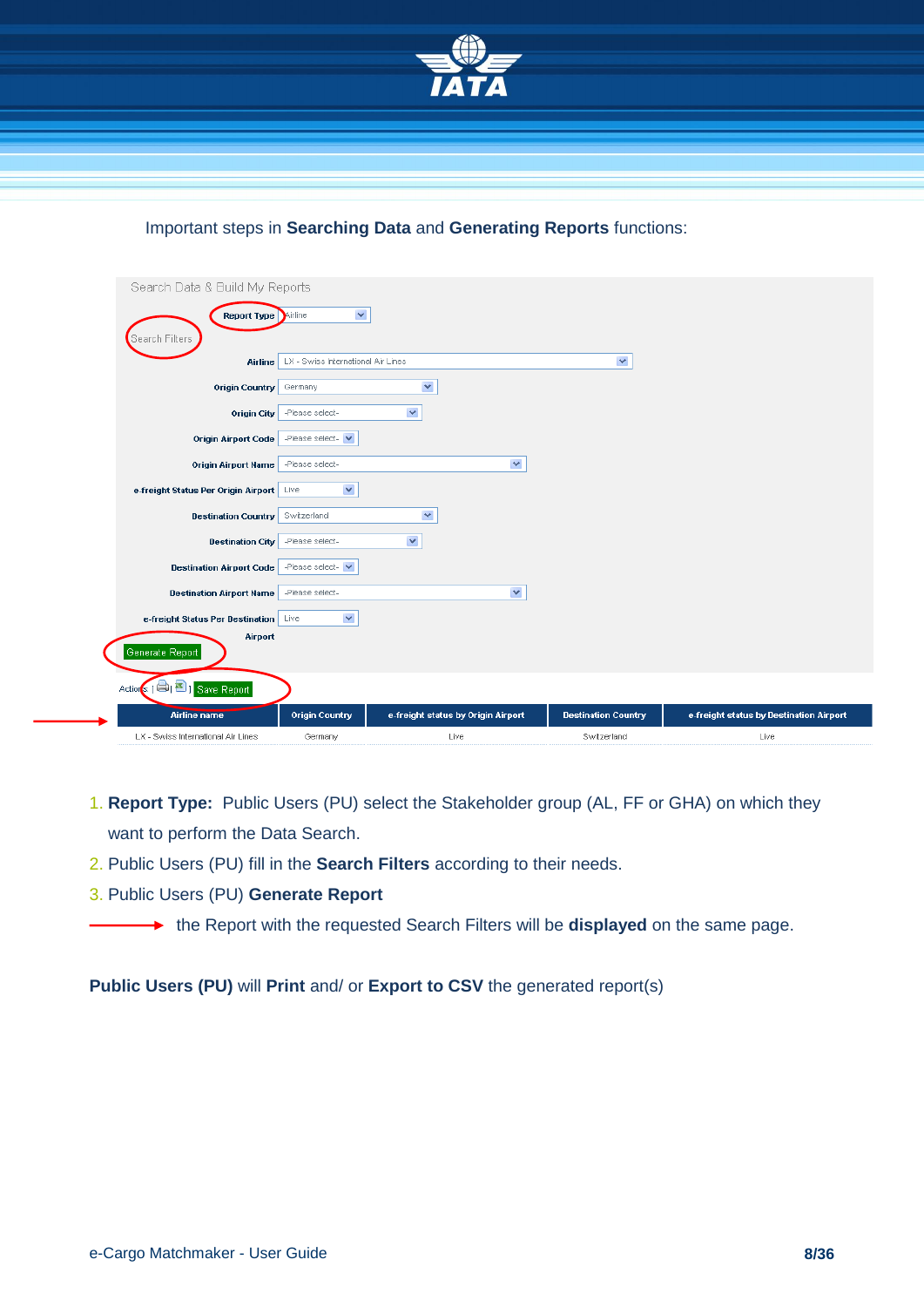Important steps in **Searching Data** and **Generating Reports** functions:

Search Data & Build My Reports

Report Type: Airline

Search Filters

| Field | Value |
|---|---|
| Airline | LX - Swiss International Air Lines |
| Origin Country | Germany |
| Origin City | -Please select- |
| Origin Airport Code | -Please select- |
| Origin Airport Name | -Please select- |
| e-freight Status Per Origin Airport | Live |
| Destination Country | Switzerland |
| Destination City | -Please select- |
| Destination Airport Code | -Please select- |
| Destination Airport Name | -Please select- |
| e-freight Status Per Destination Airport | Live |

Generate Report

Actions | | | Save Report

| Airline name | Origin Country | e-freight status by Origin Airport | Destination Country | e-freight status by Destination Airport |
|---|---|---|---|---|
| LX - Swiss International Air Lines | Germany | Live | Switzerland | Live |

1. **Report Type:** Public Users (PU) select the Stakeholder group (AL, FF or GHA) on which they want to perform the Data Search.
2. Public Users (PU) fill in the **Search Filters** according to their needs.
3. Public Users (PU) **Generate Report**

→ the Report with the requested Search Filters will be **displayed** on the same page.

**Public Users (PU)** will **Print** and/ or **Export to CSV** the generated report(s)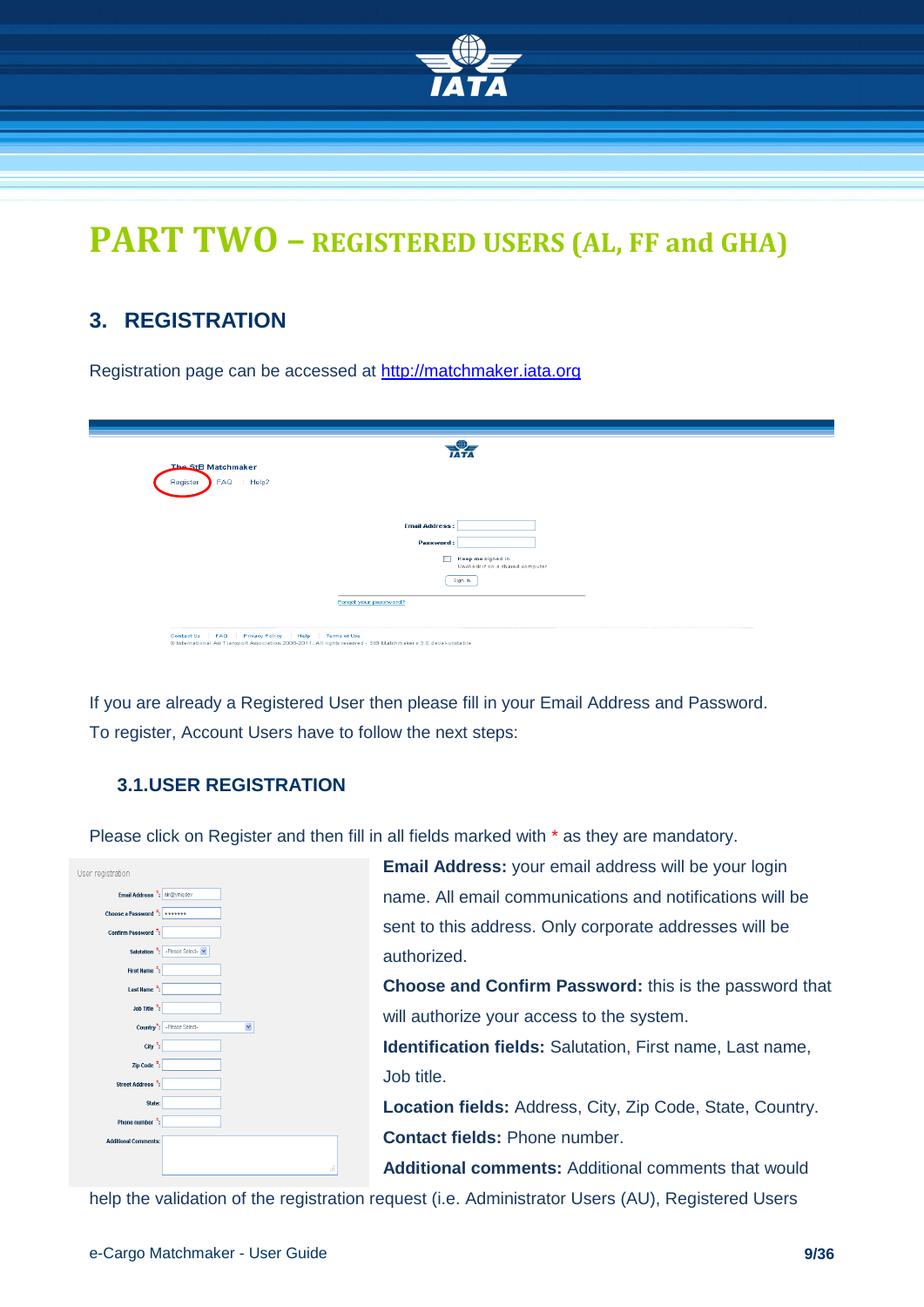# PART TWO – REGISTERED USERS (AL, FF and GHA)

## 3. REGISTRATION

Registration page can be accessed at http://matchmaker.iata.org

If you are already a Registered User then please fill in your Email Address and Password.
To register, Account Users have to follow the next steps:

### 3.1.USER REGISTRATION

Please click on Register and then fill in all fields marked with * as they are mandatory.

**Email Address:** your email address will be your login name. All email communications and notifications will be sent to this address. Only corporate addresses will be authorized.

**Choose and Confirm Password:** this is the password that will authorize your access to the system.

**Identification fields:** Salutation, First name, Last name, Job title.

**Location fields:** Address, City, Zip Code, State, Country.

**Contact fields:** Phone number.

**Additional comments:** Additional comments that would help the validation of the registration request (i.e. Administrator Users (AU), Registered Users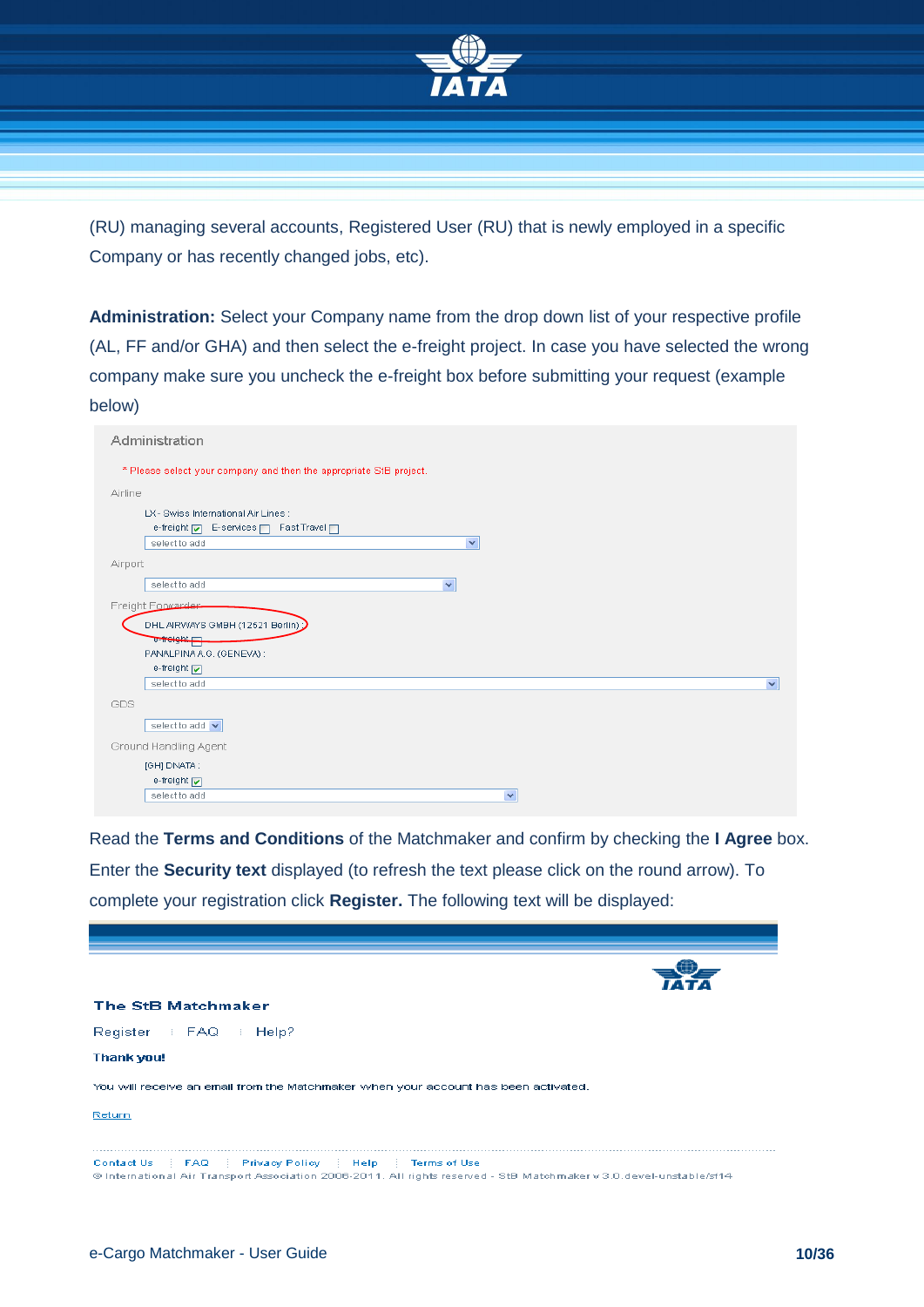(RU) managing several accounts, Registered User (RU) that is newly employed in a specific Company or has recently changed jobs, etc).

**Administration:** Select your Company name from the drop down list of your respective profile (AL, FF and/or GHA) and then select the e-freight project. In case you have selected the wrong company make sure you uncheck the e-freight box before submitting your request (example below)

Read the **Terms and Conditions** of the Matchmaker and confirm by checking the **I Agree** box. Enter the **Security text** displayed (to refresh the text please click on the round arrow). To complete your registration click **Register.** The following text will be displayed: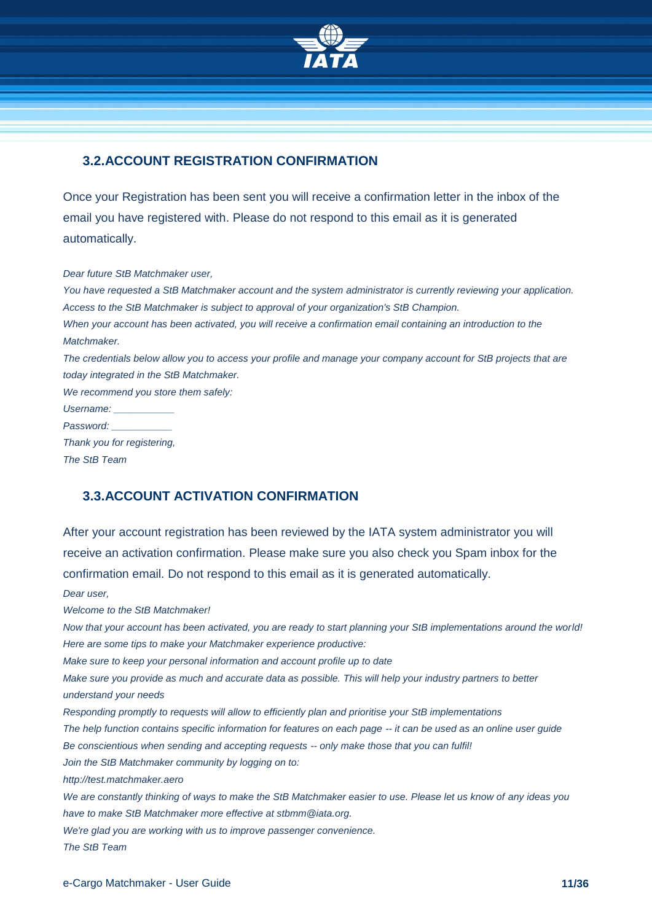## 3.2. ACCOUNT REGISTRATION CONFIRMATION

Once your Registration has been sent you will receive a confirmation letter in the inbox of the email you have registered with. Please do not respond to this email as it is generated automatically.

*Dear future StB Matchmaker user,*

*You have requested a StB Matchmaker account and the system administrator is currently reviewing your application.*

*Access to the StB Matchmaker is subject to approval of your organization's StB Champion.*

*When your account has been activated, you will receive a confirmation email containing an introduction to the Matchmaker.*

*The credentials below allow you to access your profile and manage your company account for StB projects that are today integrated in the StB Matchmaker.*

*We recommend you store them safely:*

*Username: ___________*

*Password: ___________*

*Thank you for registering,*

*The StB Team*

## 3.3. ACCOUNT ACTIVATION CONFIRMATION

After your account registration has been reviewed by the IATA system administrator you will receive an activation confirmation. Please make sure you also check you Spam inbox for the confirmation email. Do not respond to this email as it is generated automatically.

*Dear user,*

*Welcome to the StB Matchmaker!*

*Now that your account has been activated, you are ready to start planning your StB implementations around the world!*

*Here are some tips to make your Matchmaker experience productive:*

*Make sure to keep your personal information and account profile up to date*

*Make sure you provide as much and accurate data as possible. This will help your industry partners to better understand your needs*

*Responding promptly to requests will allow to efficiently plan and prioritise your StB implementations*

*The help function contains specific information for features on each page -- it can be used as an online user guide*

*Be conscientious when sending and accepting requests -- only make those that you can fulfil!*

*Join the StB Matchmaker community by logging on to:*

*http://test.matchmaker.aero*

*We are constantly thinking of ways to make the StB Matchmaker easier to use. Please let us know of any ideas you have to make StB Matchmaker more effective at stbmm@iata.org.*

*We're glad you are working with us to improve passenger convenience.*

*The StB Team*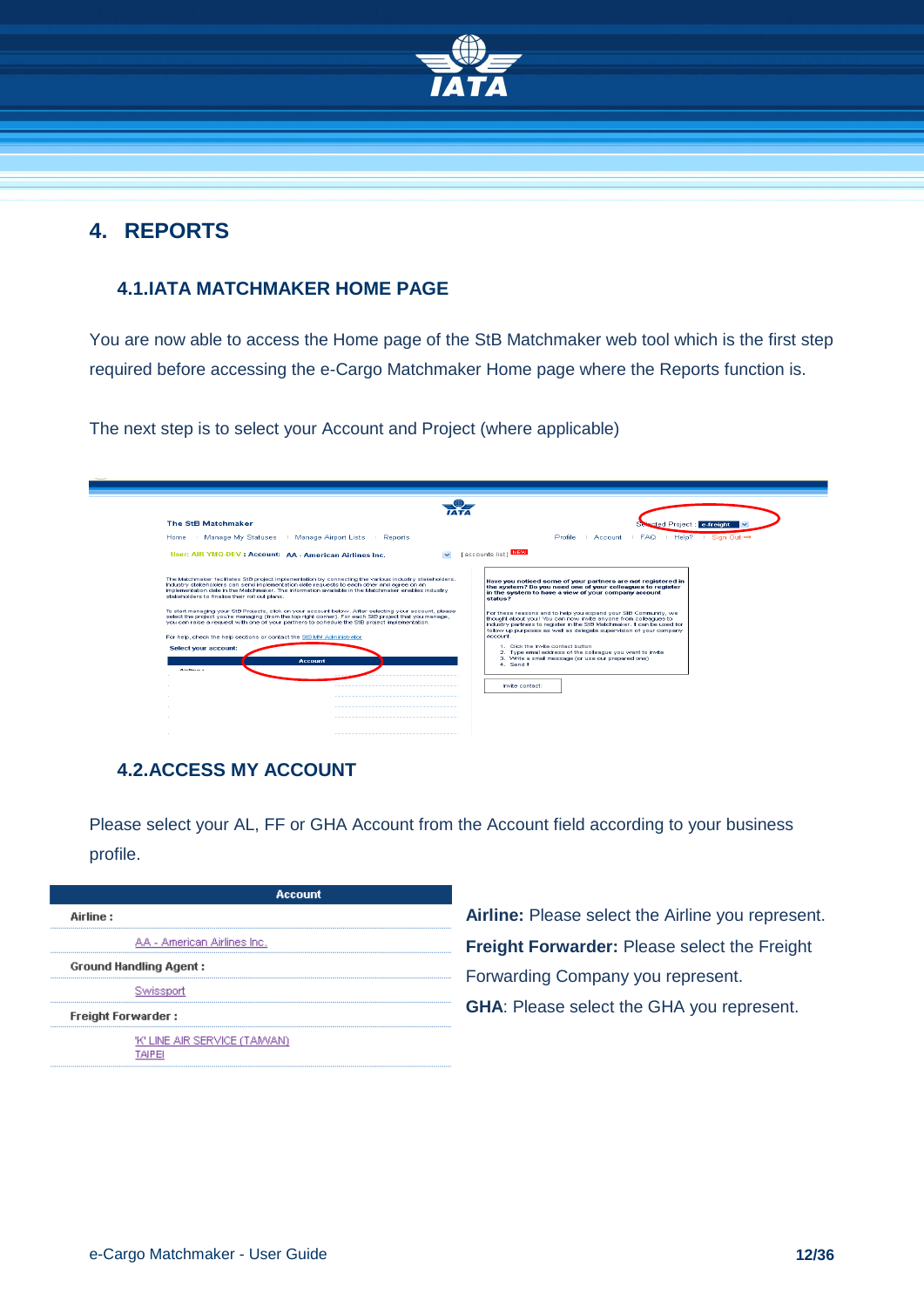# 4. REPORTS

## 4.1. IATA MATCHMAKER HOME PAGE

You are now able to access the Home page of the StB Matchmaker web tool which is the first step required before accessing the e-Cargo Matchmaker Home page where the Reports function is.

The next step is to select your Account and Project (where applicable)

## 4.2. ACCESS MY ACCOUNT

Please select your AL, FF or GHA Account from the Account field according to your business profile.

| Account |
|---|
| **Airline :** |
| AA - American Airlines Inc. |
| **Ground Handling Agent :** |
| Swissport |
| **Freight Forwarder :** |
| 'K' LINE AIR SERVICE (TAIWAN) TAIPEI |

**Airline:** Please select the Airline you represent.

**Freight Forwarder:** Please select the Freight Forwarding Company you represent.

**GHA**: Please select the GHA you represent.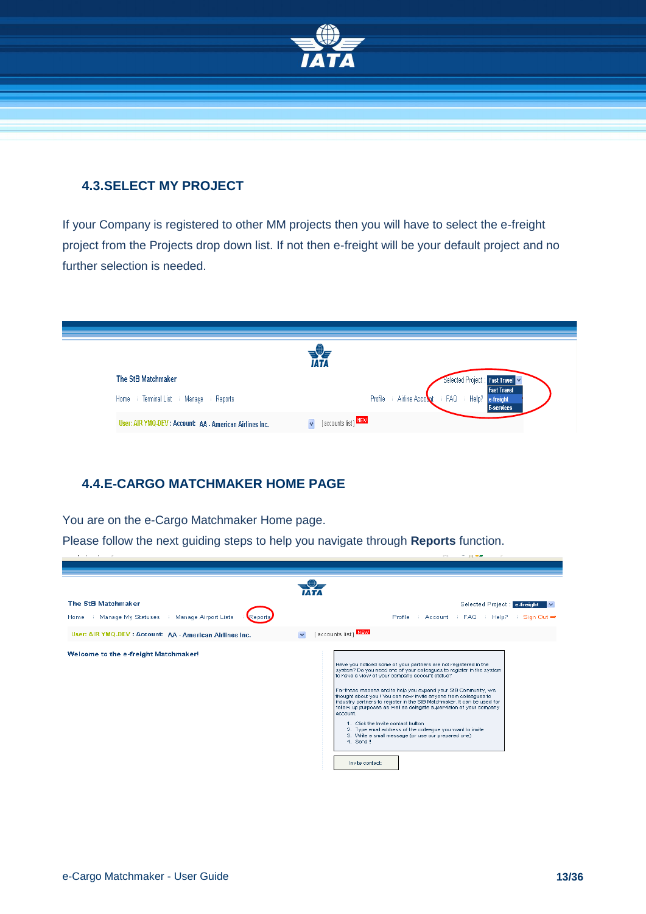## 4.3. SELECT MY PROJECT

If your Company is registered to other MM projects then you will have to select the e-freight project from the Projects drop down list. If not then e-freight will be your default project and no further selection is needed.

## 4.4. E-CARGO MATCHMAKER HOME PAGE

You are on the e-Cargo Matchmaker Home page.

Please follow the next guiding steps to help you navigate through **Reports** function.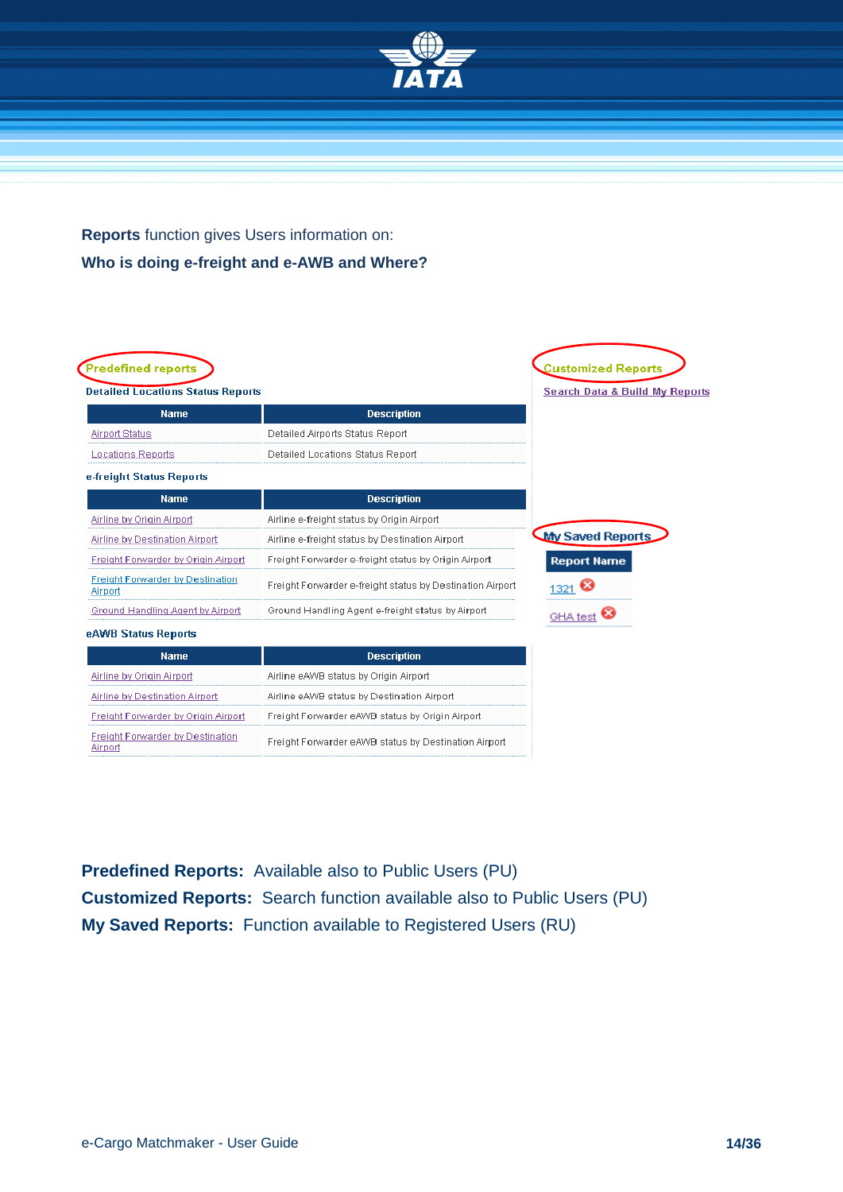**Reports** function gives Users information on:

**Who is doing e-freight and e-AWB and Where?**

**Predefined reports**

**Detailed Locations Status Reports**

| Name | Description |
|---|---|
| Airport Status | Detailed Airports Status Report |
| Locations Reports | Detailed Locations Status Report |

**e-freight Status Reports**

| Name | Description |
|---|---|
| Airline by Origin Airport | Airline e-freight status by Origin Airport |
| Airline by Destination Airport | Airline e-freight status by Destination Airport |
| Freight Forwarder by Origin Airport | Freight Forwarder e-freight status by Origin Airport |
| Freight Forwarder by Destination Airport | Freight Forwarder e-freight status by Destination Airport |
| Ground Handling Agent by Airport | Ground Handling Agent e-freight status by Airport |

**eAWB Status Reports**

| Name | Description |
|---|---|
| Airline by Origin Airport | Airline eAWB status by Origin Airport |
| Airline by Destination Airport | Airline eAWB status by Destination Airport |
| Freight Forwarder by Origin Airport | Freight Forwarder eAWB status by Origin Airport |
| Freight Forwarder by Destination Airport | Freight Forwarder eAWB status by Destination Airport |

**Customized Reports**

Search Data & Build My Reports

**My Saved Reports**

| Report Name |
|---|
| 1321 |
| GHA test |

**Predefined Reports:** Available also to Public Users (PU)

**Customized Reports:** Search function available also to Public Users (PU)

**My Saved Reports:** Function available to Registered Users (RU)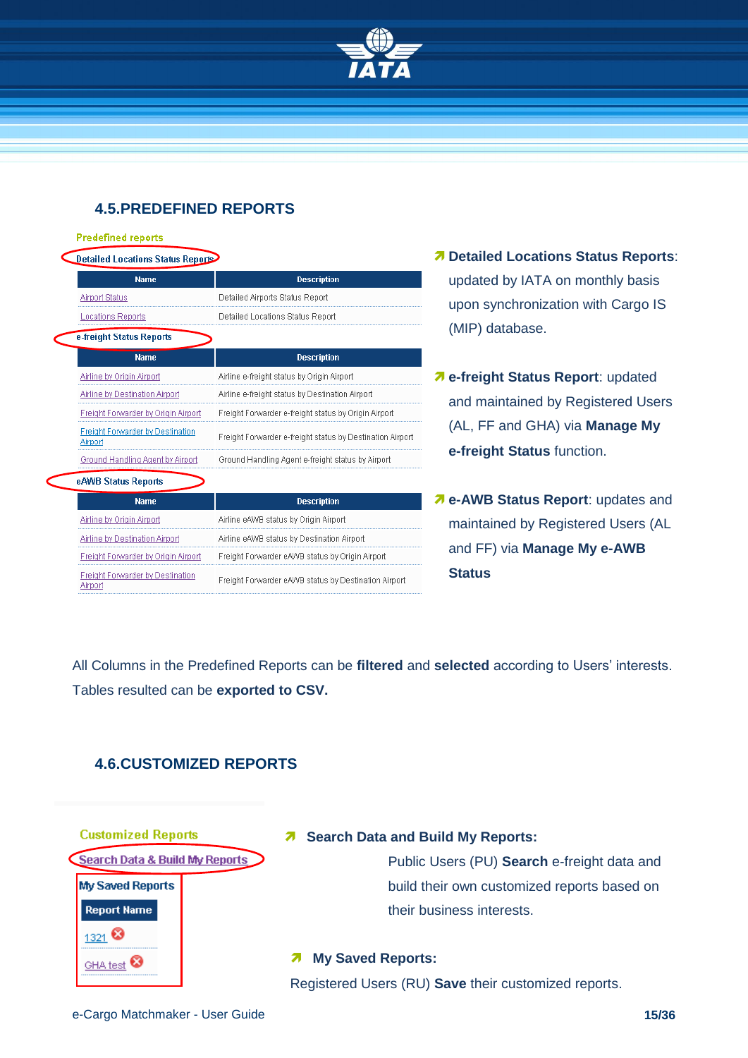## 4.5.PREDEFINED REPORTS

Predefined reports

Detailed Locations Status Reports

| Name | Description |
|---|---|
| Airport Status | Detailed Airports Status Report |
| Locations Reports | Detailed Locations Status Report |

e-freight Status Reports

| Name | Description |
|---|---|
| Airline by Origin Airport | Airline e-freight status by Origin Airport |
| Airline by Destination Airport | Airline e-freight status by Destination Airport |
| Freight Forwarder by Origin Airport | Freight Forwarder e-freight status by Origin Airport |
| Freight Forwarder by Destination Airport | Freight Forwarder e-freight status by Destination Airport |
| Ground Handling Agent by Airport | Ground Handling Agent e-freight status by Airport |

eAWB Status Reports

| Name | Description |
|---|---|
| Airline by Origin Airport | Airline eAWB status by Origin Airport |
| Airline by Destination Airport | Airline eAWB status by Destination Airport |
| Freight Forwarder by Origin Airport | Freight Forwarder eAWB status by Origin Airport |
| Freight Forwarder by Destination Airport | Freight Forwarder eAWB status by Destination Airport |

- **Detailed Locations Status Reports**: updated by IATA on monthly basis upon synchronization with Cargo IS (MIP) database.
- **e-freight Status Report**: updated and maintained by Registered Users (AL, FF and GHA) via **Manage My e-freight Status** function.
- **e-AWB Status Report**: updates and maintained by Registered Users (AL and FF) via **Manage My e-AWB Status**

All Columns in the Predefined Reports can be **filtered** and **selected** according to Users' interests. Tables resulted can be **exported to CSV.**

## 4.6.CUSTOMIZED REPORTS

Customized Reports

Search Data & Build My Reports

My Saved Reports

| Report Name |
|---|
| 1321 |
| GHA test |

- **Search Data and Build My Reports:**
  Public Users (PU) **Search** e-freight data and build their own customized reports based on their business interests.
- **My Saved Reports:**
  Registered Users (RU) **Save** their customized reports.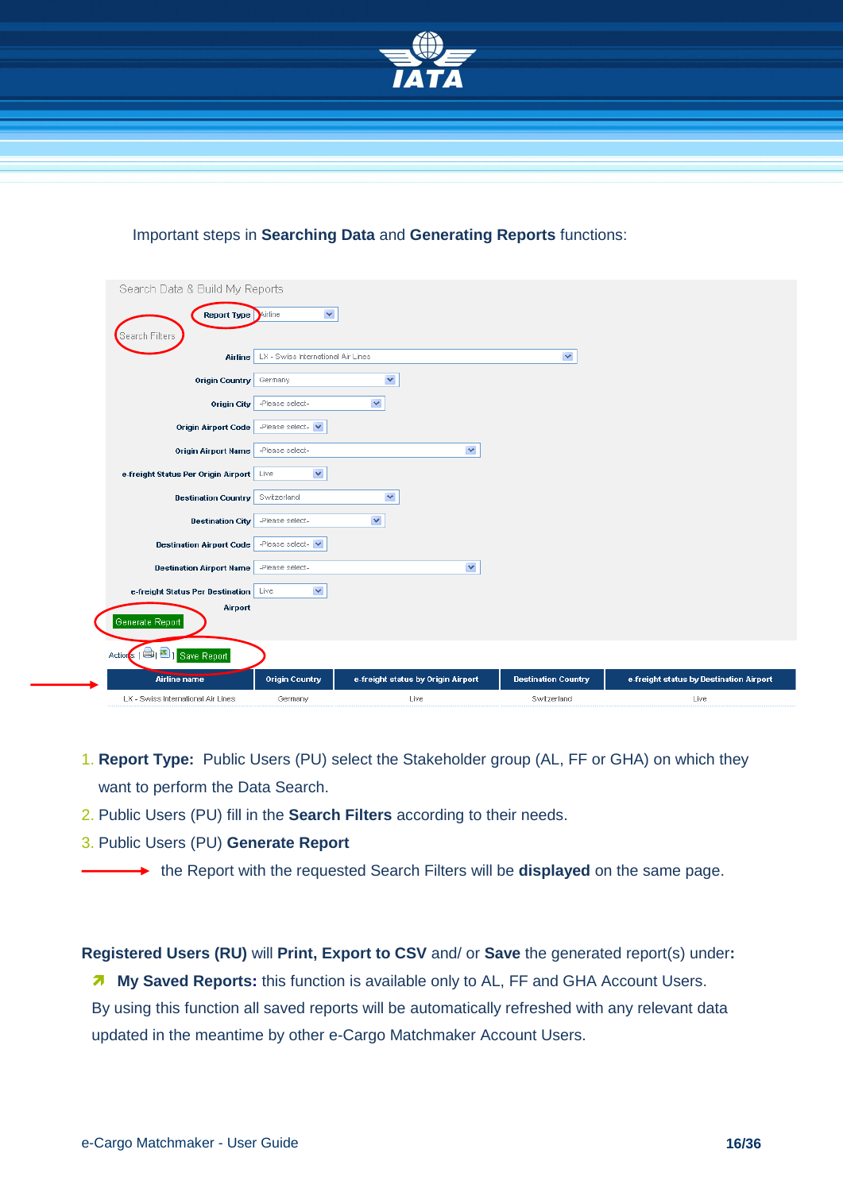Important steps in **Searching Data** and **Generating Reports** functions:

Search Data & Build My Reports

Report Type: Airline

Search Filters

| Field | Value |
|---|---|
| Airline | LX - Swiss International Air Lines |
| Origin Country | Germany |
| Origin City | -Please select- |
| Origin Airport Code | -Please select- |
| Origin Airport Name | -Please select- |
| e-freight Status Per Origin Airport | Live |
| Destination Country | Switzerland |
| Destination City | -Please select- |
| Destination Airport Code | -Please select- |
| Destination Airport Name | -Please select- |
| e-freight Status Per Destination Airport | Live |

Generate Report

Actions: | Save Report

| Airline name | Origin Country | e-freight status by Origin Airport | Destination Country | e-freight status by Destination Airport |
|---|---|---|---|---|
| LX - Swiss International Air Lines | Germany | Live | Switzerland | Live |

1. **Report Type:** Public Users (PU) select the Stakeholder group (AL, FF or GHA) on which they want to perform the Data Search.
2. Public Users (PU) fill in the **Search Filters** according to their needs.
3. Public Users (PU) **Generate Report**

→ the Report with the requested Search Filters will be **displayed** on the same page.

**Registered Users (RU)** will **Print, Export to CSV** and/ or **Save** the generated report(s) under**:**

- **My Saved Reports:** this function is available only to AL, FF and GHA Account Users.

By using this function all saved reports will be automatically refreshed with any relevant data updated in the meantime by other e-Cargo Matchmaker Account Users.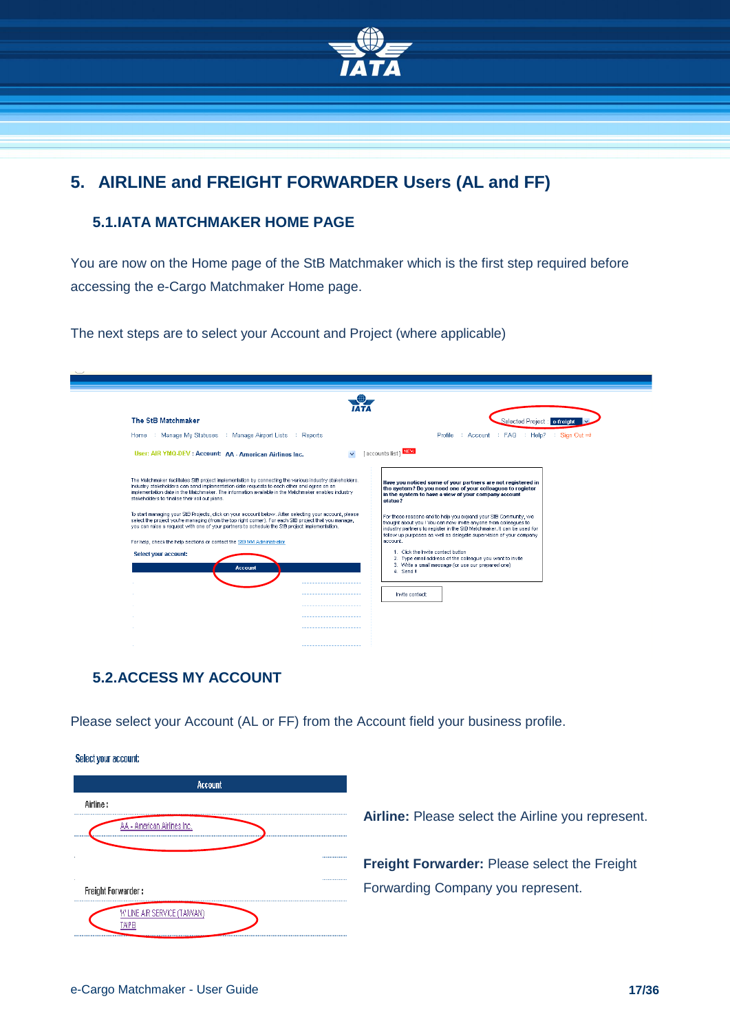# 5. AIRLINE and FREIGHT FORWARDER Users (AL and FF)

## 5.1. IATA MATCHMAKER HOME PAGE

You are now on the Home page of the StB Matchmaker which is the first step required before accessing the e-Cargo Matchmaker Home page.

The next steps are to select your Account and Project (where applicable)

## 5.2. ACCESS MY ACCOUNT

Please select your Account (AL or FF) from the Account field your business profile.

**Airline:** Please select the Airline you represent.

**Freight Forwarder:** Please select the Freight Forwarding Company you represent.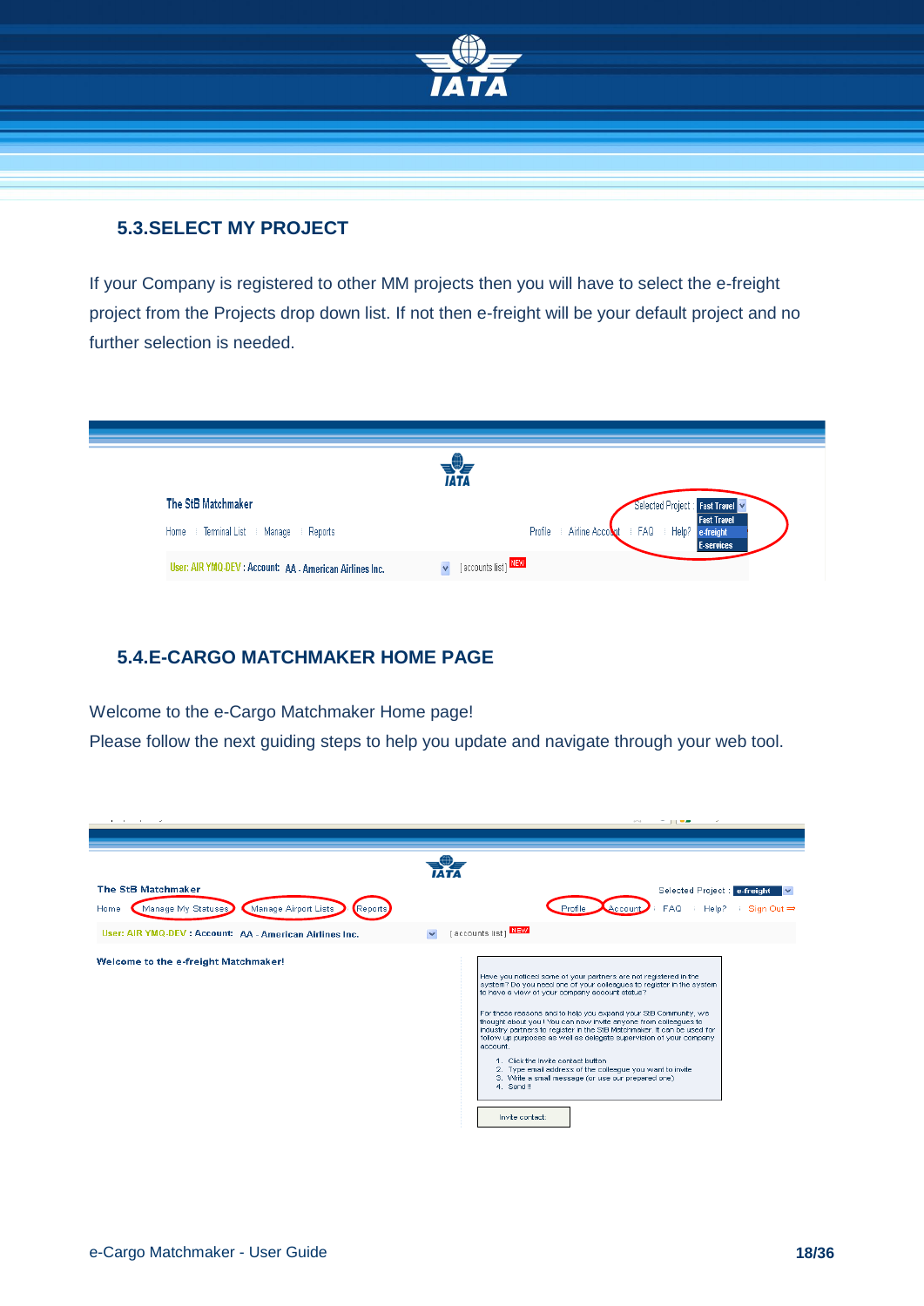## 5.3.SELECT MY PROJECT

If your Company is registered to other MM projects then you will have to select the e-freight project from the Projects drop down list. If not then e-freight will be your default project and no further selection is needed.

## 5.4.E-CARGO MATCHMAKER HOME PAGE

Welcome to the e-Cargo Matchmaker Home page!

Please follow the next guiding steps to help you update and navigate through your web tool.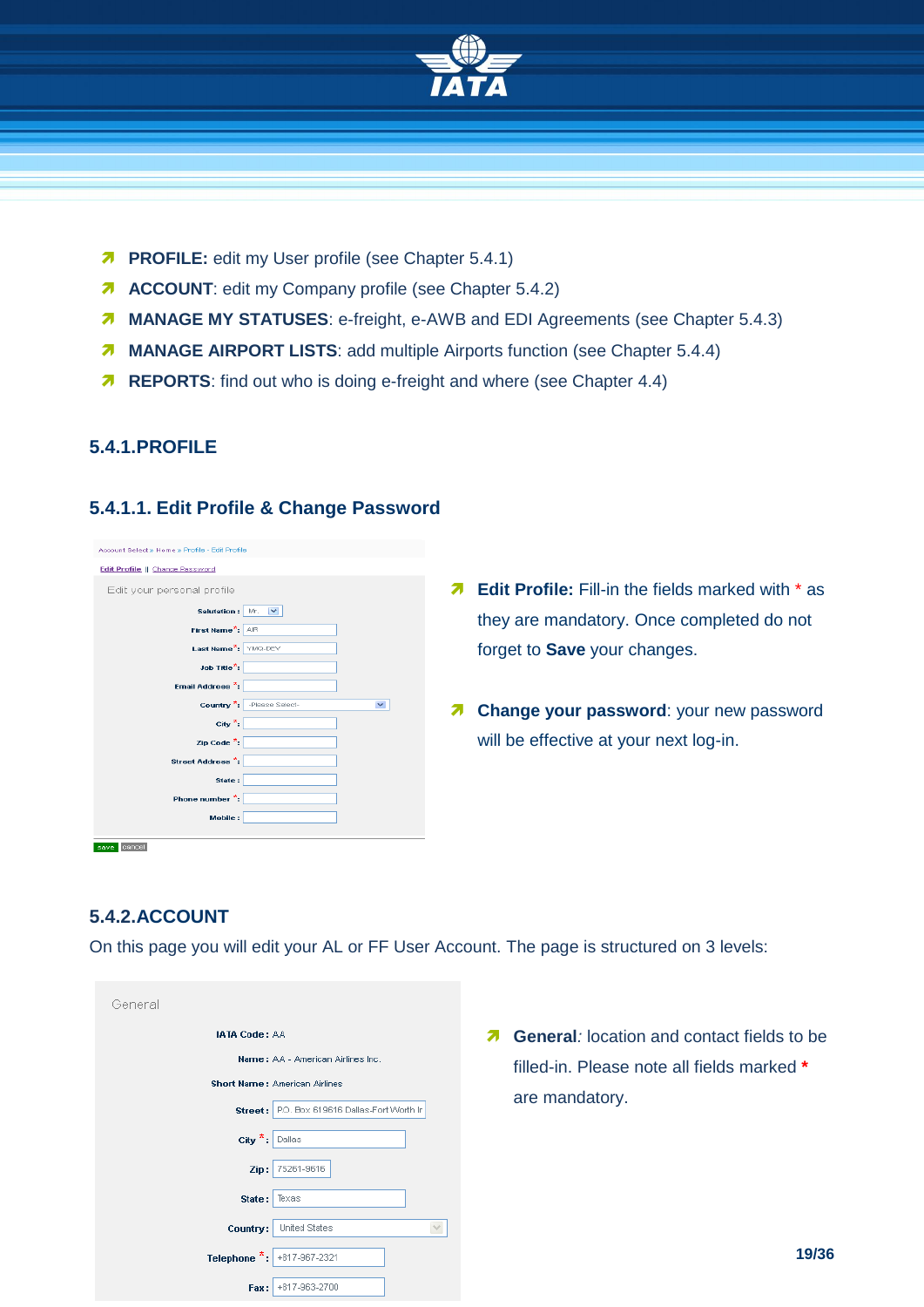- **PROFILE:** edit my User profile (see Chapter 5.4.1)
- **ACCOUNT**: edit my Company profile (see Chapter 5.4.2)
- **MANAGE MY STATUSES**: e-freight, e-AWB and EDI Agreements (see Chapter 5.4.3)
- **MANAGE AIRPORT LISTS**: add multiple Airports function (see Chapter 5.4.4)
- **REPORTS**: find out who is doing e-freight and where (see Chapter 4.4)

## 5.4.1.PROFILE

### 5.4.1.1. Edit Profile & Change Password

- **Edit Profile:** Fill-in the fields marked with * as they are mandatory. Once completed do not forget to **Save** your changes.
- **Change your password**: your new password will be effective at your next log-in.

## 5.4.2.ACCOUNT

On this page you will edit your AL or FF User Account. The page is structured on 3 levels:

- **General**: location and contact fields to be filled-in. Please note all fields marked * are mandatory.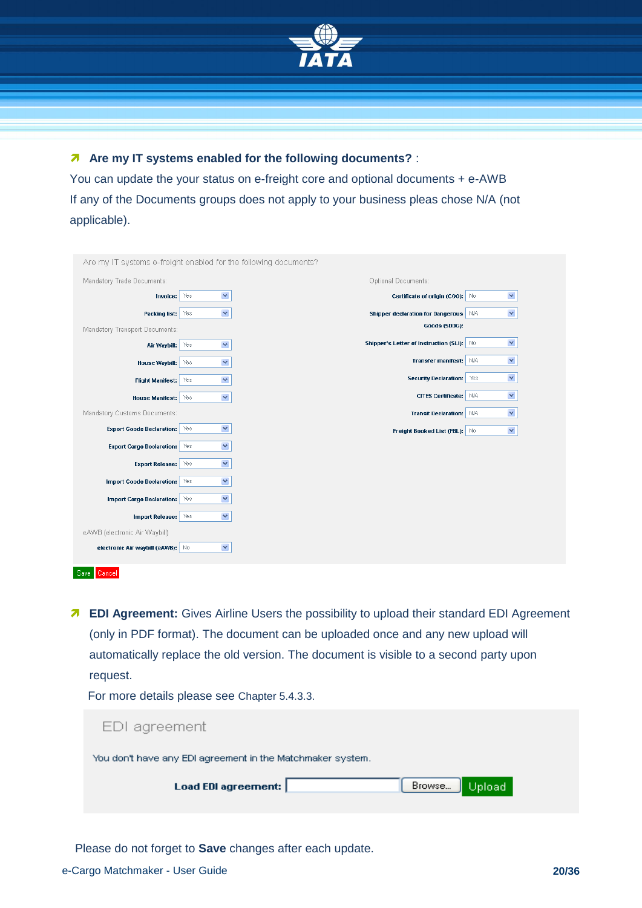- **Are my IT systems enabled for the following documents?** :

You can update the your status on e-freight core and optional documents + e-AWB
If any of the Documents groups does not apply to your business pleas chose N/A (not applicable).

Are my IT systems e-freight enabled for the following documents?

Mandatory Trade Documents:

| Document | Status |
|---|---|
| Invoice: | Yes |
| Packing list: | Yes |

Mandatory Transport Documents:

| Document | Status |
|---|---|
| Air Waybill: | Yes |
| House Waybill: | Yes |
| Flight Manifest: | Yes |
| House Manifest: | Yes |

Mandatory Customs Documents:

| Document | Status |
|---|---|
| Export Goods Declaration: | Yes |
| Export Cargo Declaration: | Yes |
| Export Release: | Yes |
| Import Goods Declaration: | Yes |
| Import Cargo Declaration: | Yes |
| Import Release: | Yes |

eAWB (electronic Air Waybill)

| Document | Status |
|---|---|
| electronic Air waybill (eAWB): | No |

Optional Documents:

| Document | Status |
|---|---|
| Certificate of origin (COO): | No |
| Shipper declaration for Dangerous Goods (SDDG): | N/A |
| Shipper's Letter of Instruction (SLI): | No |
| Transfer manifest: | N/A |
| Security Declaration: | Yes |
| CITES Certificate: | N/A |
| Transit Declaration: | N/A |
| Freight Booked List (FBL): | No |

Save Cancel

- **EDI Agreement:** Gives Airline Users the possibility to upload their standard EDI Agreement (only in PDF format). The document can be uploaded once and any new upload will automatically replace the old version. The document is visible to a second party upon request.

  For more details please see Chapter 5.4.3.3.

EDI agreement

You don't have any EDI agreement in the Matchmaker system.

**Load EDI agreement:** [ ] Browse... Upload

Please do not forget to **Save** changes after each update.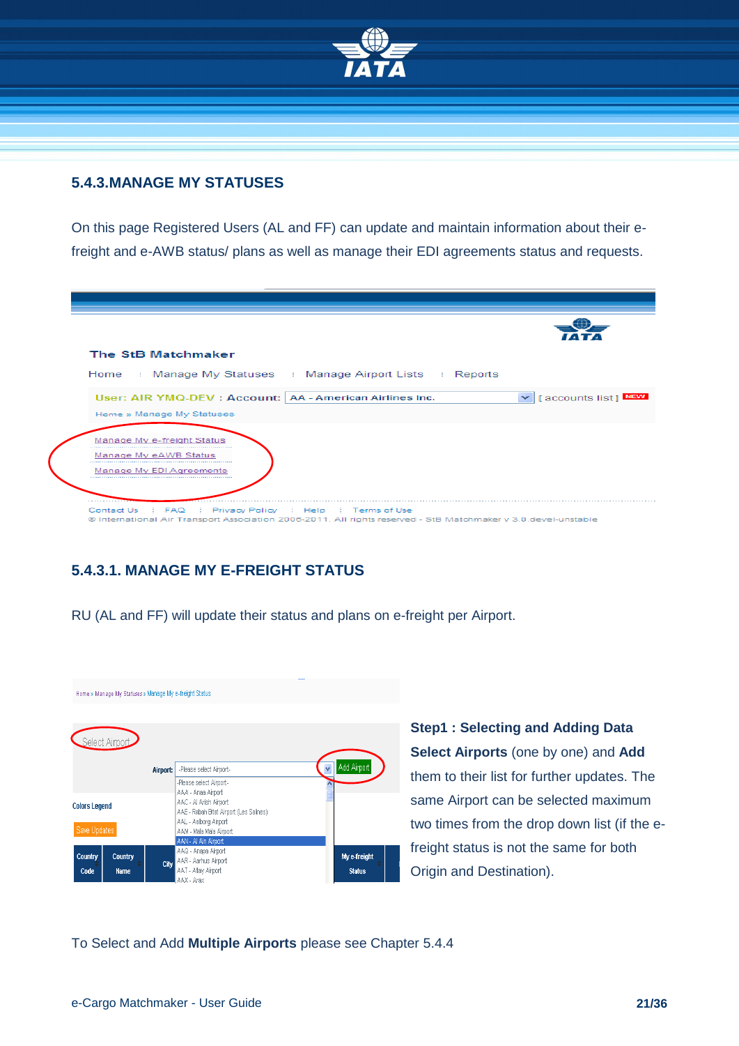## 5.4.3.MANAGE MY STATUSES

On this page Registered Users (AL and FF) can update and maintain information about their e-freight and e-AWB status/ plans as well as manage their EDI agreements status and requests.

### 5.4.3.1. MANAGE MY E-FREIGHT STATUS

RU (AL and FF) will update their status and plans on e-freight per Airport.

**Step1 : Selecting and Adding Data**

**Select Airports** (one by one) and **Add** them to their list for further updates. The same Airport can be selected maximum two times from the drop down list (if the e-freight status is not the same for both Origin and Destination).

To Select and Add **Multiple Airports** please see Chapter 5.4.4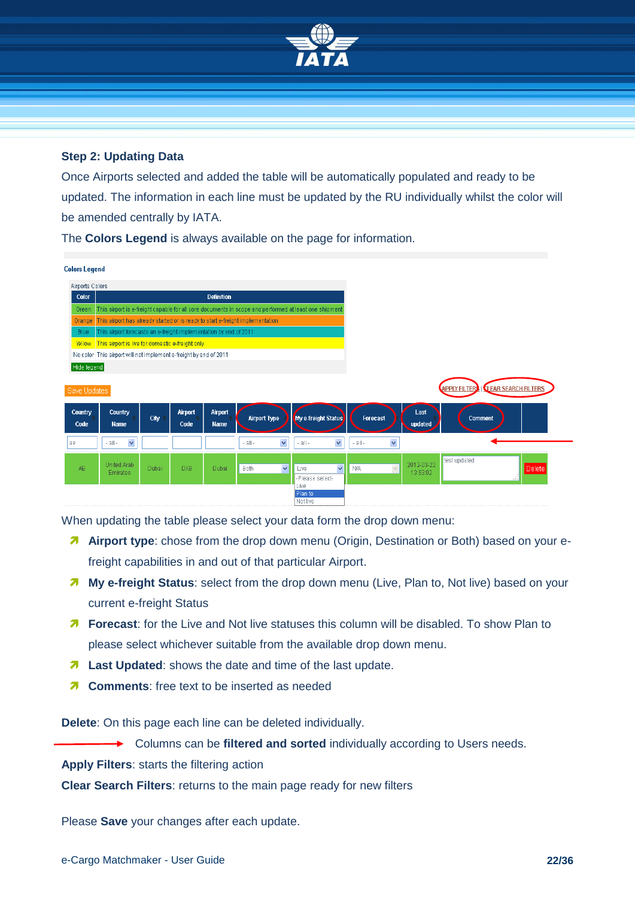**Step 2: Updating Data**

Once Airports selected and added the table will be automatically populated and ready to be updated. The information in each line must be updated by the RU individually whilst the color will be amended centrally by IATA.

The **Colors Legend** is always available on the page for information.

Colors Legend

Airports Colors

| Color | Definition |
|---|---|
| Green | This airport is e-freight capable for all core documents in scope and performed at least one shipment |
| Orange | This airport has already started or is ready to start e-freight implementation |
| Blue | This airport forecasts an e-freight implementation by end of 2011 |
| Yellow | This airport is live for domestic e-freight only |
| No color | This airport will not implement e-freight by end of 2011 |

Hide legend

Save Updates

APPLY FILTERS | CLEAR SEARCH FILTERS

| Country Code | Country Name | City | Airport Code | Airport Name | Airport Type | My e-freight Status | Forecast | Last updated | Comment | |
|---|---|---|---|---|---|---|---|---|---|---|
| ae | - all - | | | | - all - | - all - | - all - | | | |
| AE | United Arab Emirates | Dubai | DXB | Dubai | Both | Live (- Please select - / Live / Plan to / Not live) | N/A | 2012-03-22 13:53:02 | test updated | Delete |

When updating the table please select your data form the drop down menu:

- **Airport type**: chose from the drop down menu (Origin, Destination or Both) based on your e-freight capabilities in and out of that particular Airport.
- **My e-freight Status**: select from the drop down menu (Live, Plan to, Not live) based on your current e-freight Status
- **Forecast**: for the Live and Not live statuses this column will be disabled. To show Plan to please select whichever suitable from the available drop down menu.
- **Last Updated**: shows the date and time of the last update.
- **Comments**: free text to be inserted as needed

**Delete**: On this page each line can be deleted individually.

Columns can be **filtered and sorted** individually according to Users needs.

**Apply Filters**: starts the filtering action

**Clear Search Filters**: returns to the main page ready for new filters

Please **Save** your changes after each update.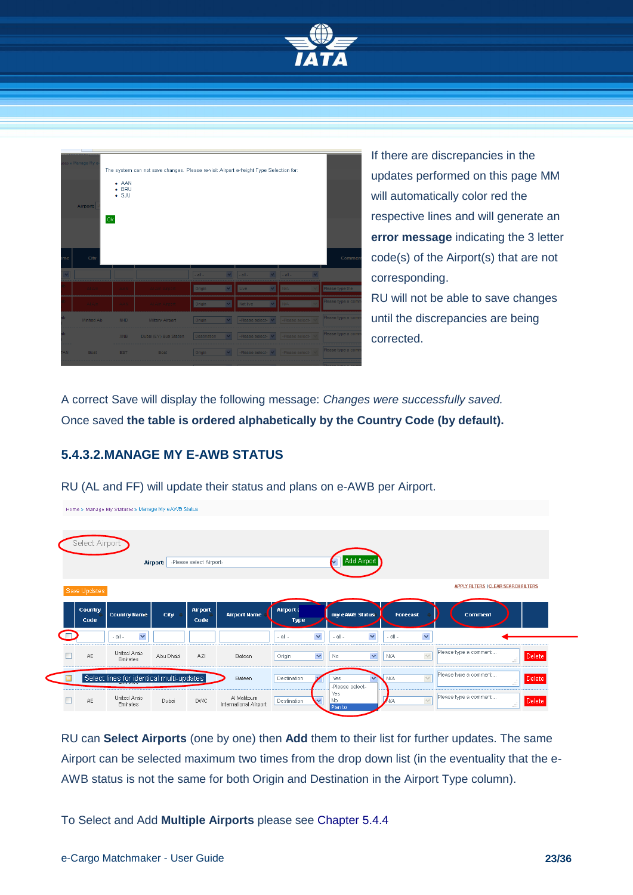If there are discrepancies in the updates performed on this page MM will automatically color red the respective lines and will generate an **error message** indicating the 3 letter code(s) of the Airport(s) that are not corresponding.

RU will not be able to save changes until the discrepancies are being corrected.

A correct Save will display the following message: *Changes were successfully saved.*

Once saved **the table is ordered alphabetically by the Country Code (by default).**

### 5.4.3.2.MANAGE MY E-AWB STATUS

RU (AL and FF) will update their status and plans on e-AWB per Airport.

RU can **Select Airports** (one by one) then **Add** them to their list for further updates. The same Airport can be selected maximum two times from the drop down list (in the eventuality that the e-AWB status is not the same for both Origin and Destination in the Airport Type column).

To Select and Add **Multiple Airports** please see Chapter 5.4.4

e-Cargo Matchmaker - User Guide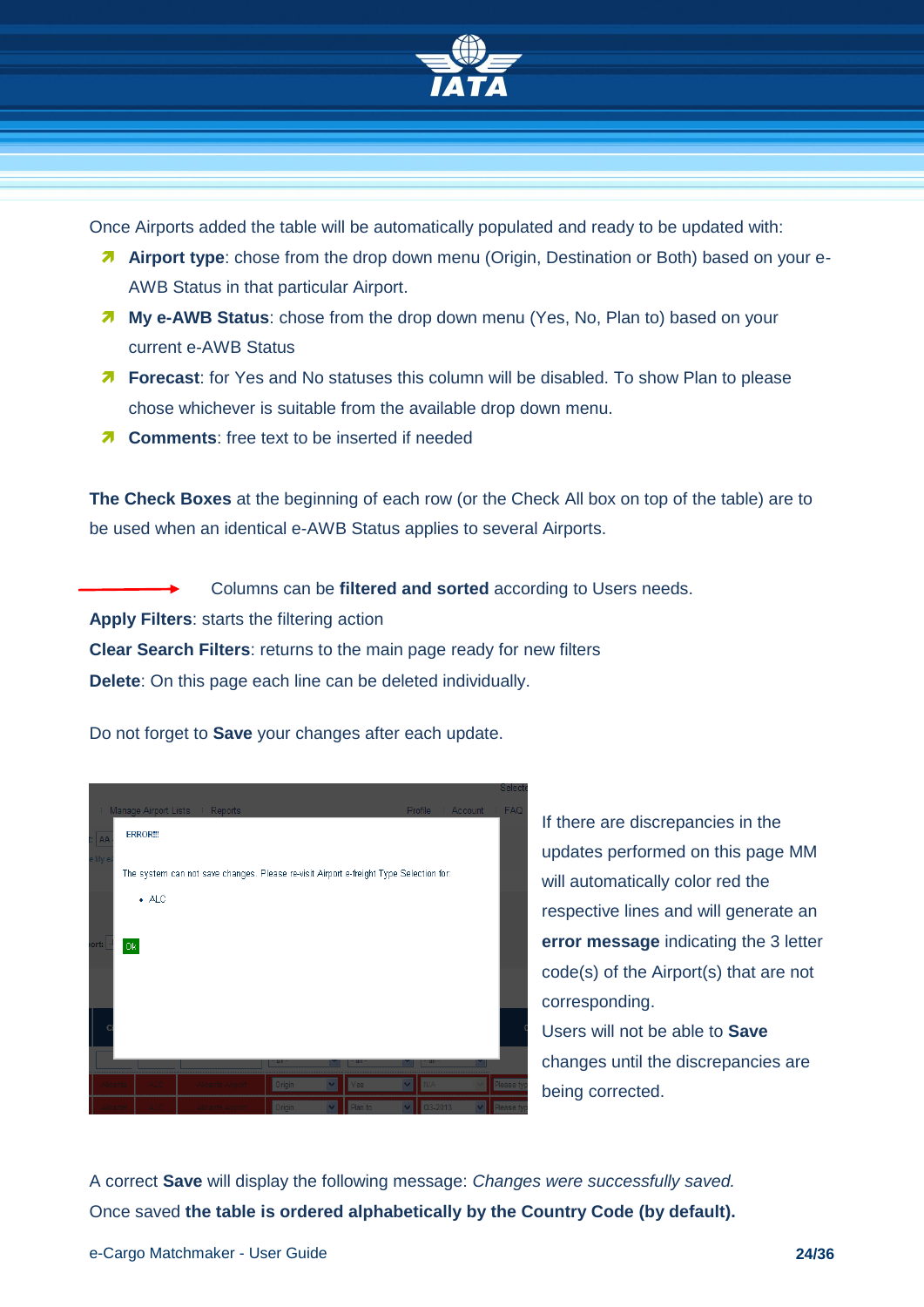Once Airports added the table will be automatically populated and ready to be updated with:

- **Airport type**: chose from the drop down menu (Origin, Destination or Both) based on your e-AWB Status in that particular Airport.
- **My e-AWB Status**: chose from the drop down menu (Yes, No, Plan to) based on your current e-AWB Status
- **Forecast**: for Yes and No statuses this column will be disabled. To show Plan to please chose whichever is suitable from the available drop down menu.
- **Comments**: free text to be inserted if needed

**The Check Boxes** at the beginning of each row (or the Check All box on top of the table) are to be used when an identical e-AWB Status applies to several Airports.

Columns can be **filtered and sorted** according to Users needs.

**Apply Filters**: starts the filtering action

**Clear Search Filters**: returns to the main page ready for new filters

**Delete**: On this page each line can be deleted individually.

Do not forget to **Save** your changes after each update.

If there are discrepancies in the updates performed on this page MM will automatically color red the respective lines and will generate an **error message** indicating the 3 letter code(s) of the Airport(s) that are not corresponding.

Users will not be able to **Save** changes until the discrepancies are being corrected.

A correct **Save** will display the following message: *Changes were successfully saved.*

Once saved **the table is ordered alphabetically by the Country Code (by default).**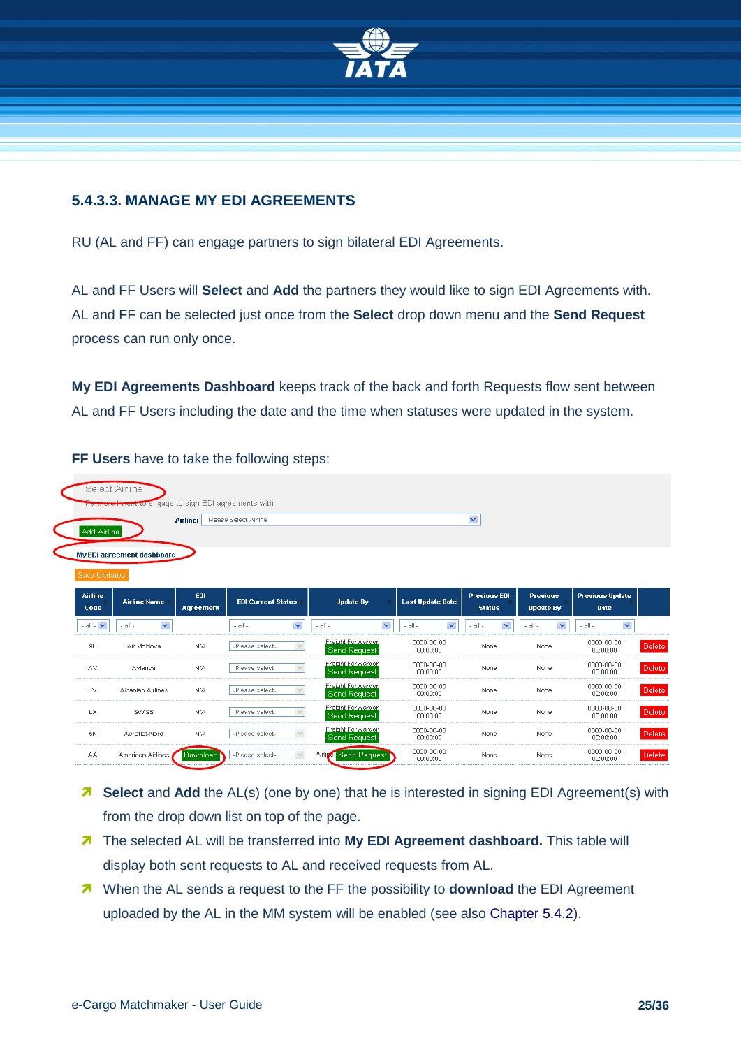### 5.4.3.3. MANAGE MY EDI AGREEMENTS

RU (AL and FF) can engage partners to sign bilateral EDI Agreements.

AL and FF Users will **Select** and **Add** the partners they would like to sign EDI Agreements with. AL and FF can be selected just once from the **Select** drop down menu and the **Send Request** process can run only once.

**My EDI Agreements Dashboard** keeps track of the back and forth Requests flow sent between AL and FF Users including the date and the time when statuses were updated in the system.

**FF Users** have to take the following steps:

Select Airline

Partners I want to engage to sign EDI agreements with

Airline: -Please Select Airline-

Add Airline

My EDI agreement dashboard

Save Updates

| Airline Code | Airline Name | EDI Agreement | EDI Current Status | Update By | Last Update Date | Previous EDI Status | Previous Update By | Previous Update Date | |
|---|---|---|---|---|---|---|---|---|---|
| - all - | - all - | | - all - | - all - | - all - | - all - | - all - | - all - | |
| 9U | Air Moldova | N/A | -Please select- | Freight Forwarder Send Request | 0000-00-00 00:00:00 | None | None | 0000-00-00 00:00:00 | Delete |
| AV | Avianca | N/A | -Please select- | Freight Forwarder Send Request | 0000-00-00 00:00:00 | None | None | 0000-00-00 00:00:00 | Delete |
| LV | Albanian Airlines | N/A | -Please select- | Freight Forwarder Send Request | 0000-00-00 00:00:00 | None | None | 0000-00-00 00:00:00 | Delete |
| LX | SWISS | N/A | -Please select- | Freight Forwarder Send Request | 0000-00-00 00:00:00 | None | None | 0000-00-00 00:00:00 | Delete |
| 5N | Aeroflot-Nord | N/A | -Please select- | Freight Forwarder Send Request | 0000-00-00 00:00:00 | None | None | 0000-00-00 00:00:00 | Delete |
| AA | American Airlines | Download | -Please select- | Airline Send Request | 0000-00-00 00:00:00 | None | None | 0000-00-00 00:00:00 | Delete |

- **Select** and **Add** the AL(s) (one by one) that he is interested in signing EDI Agreement(s) with from the drop down list on top of the page.
- The selected AL will be transferred into **My EDI Agreement dashboard.** This table will display both sent requests to AL and received requests from AL.
- When the AL sends a request to the FF the possibility to **download** the EDI Agreement uploaded by the AL in the MM system will be enabled (see also Chapter 5.4.2).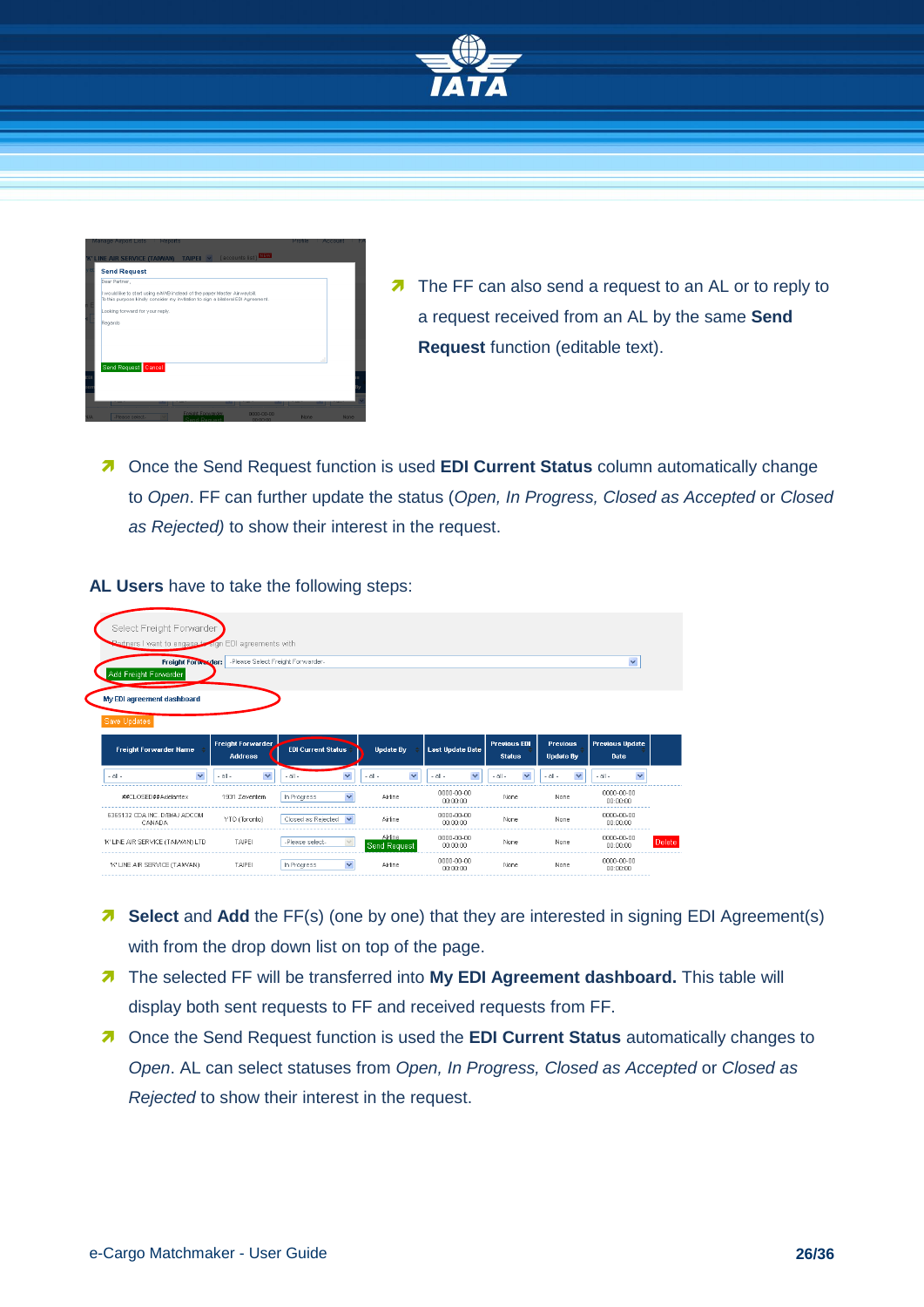- The FF can also send a request to an AL or to reply to a request received from an AL by the same **Send Request** function (editable text).

- Once the Send Request function is used **EDI Current Status** column automatically change to *Open*. FF can further update the status (*Open, In Progress, Closed as Accepted* or *Closed as Rejected)* to show their interest in the request.

**AL Users** have to take the following steps:

- **Select** and **Add** the FF(s) (one by one) that they are interested in signing EDI Agreement(s) with from the drop down list on top of the page.
- The selected FF will be transferred into **My EDI Agreement dashboard.** This table will display both sent requests to FF and received requests from FF.
- Once the Send Request function is used the **EDI Current Status** automatically changes to *Open*. AL can select statuses from *Open, In Progress, Closed as Accepted* or *Closed as Rejected* to show their interest in the request.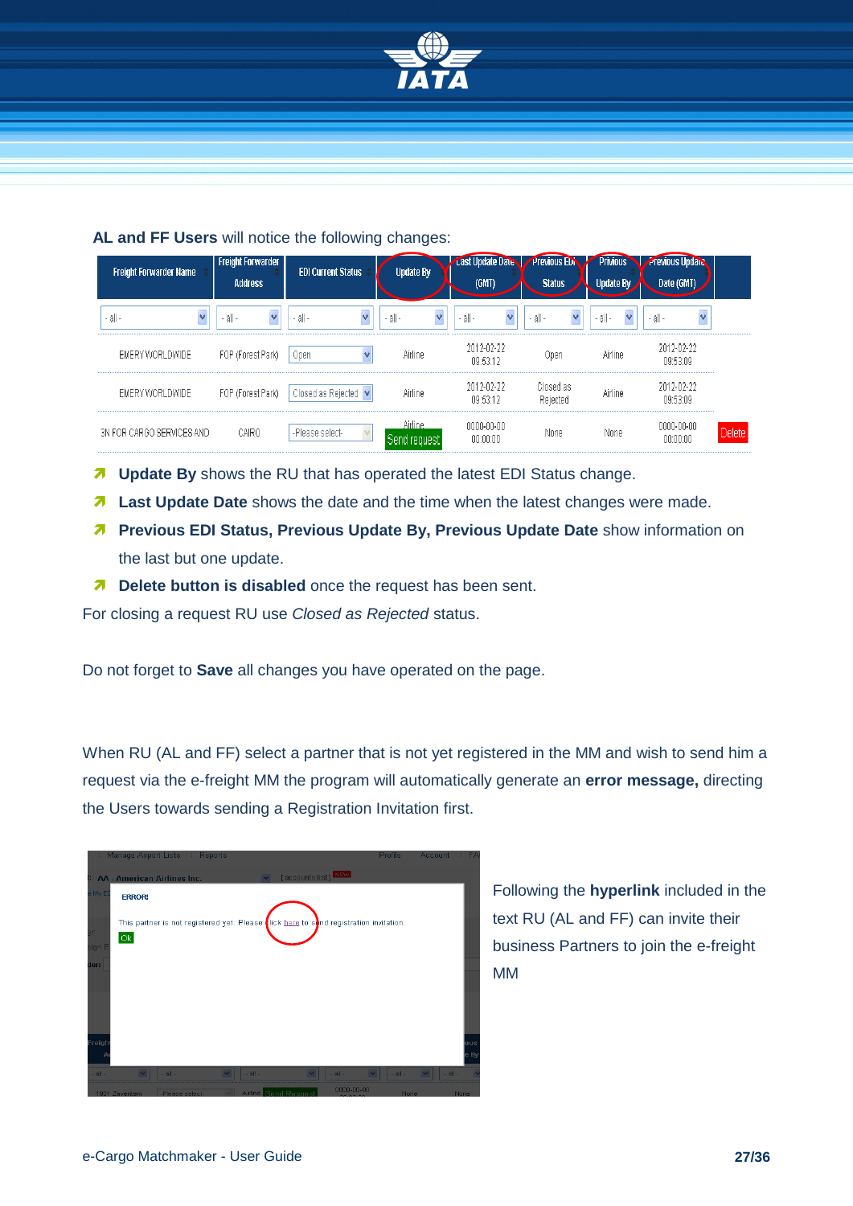**AL and FF Users** will notice the following changes:

| Freight Forwarder Name | Freight Forwarder Address | EDI Current Status | Update By | Last Update Date (GMT) | Previous EDI Status | Previous Update By | Previous Update Date (GMT) | |
|---|---|---|---|---|---|---|---|---|
| - all - | - all - | - all - | - all - | - all - | - all - | - all - | - all - | |
| EMERY WORLDWIDE | FOP (Forest Park) | Open | Airline | 2012-02-22 09:53:12 | Open | Airline | 2012-02-22 09:53:09 | |
| EMERY WORLDWIDE | FOP (Forest Park) | Closed as Rejected | Airline | 2012-02-22 09:53:12 | Closed as Rejected | Airline | 2012-02-22 09:53:09 | |
| 3N FOR CARGO SERVICES AND | CAIRO | -Please select- | Airline Send request | 0000-00-00 00:00:00 | None | None | 0000-00-00 00:00:00 | Delete |

- **Update By** shows the RU that has operated the latest EDI Status change.
- **Last Update Date** shows the date and the time when the latest changes were made.
- **Previous EDI Status, Previous Update By, Previous Update Date** show information on the last but one update.
- **Delete button is disabled** once the request has been sent.

For closing a request RU use *Closed as Rejected* status.

Do not forget to **Save** all changes you have operated on the page.

When RU (AL and FF) select a partner that is not yet registered in the MM and wish to send him a request via the e-freight MM the program will automatically generate an **error message,** directing the Users towards sending a Registration Invitation first.

Following the **hyperlink** included in the text RU (AL and FF) can invite their business Partners to join the e-freight MM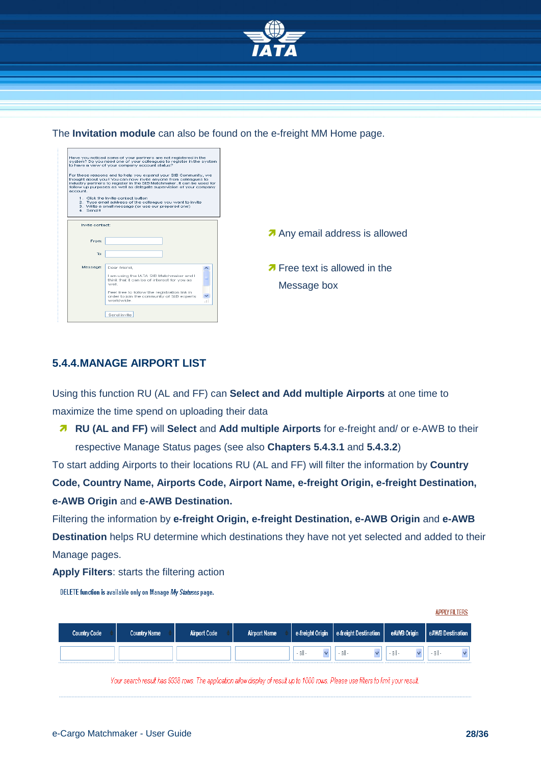The **Invitation module** can also be found on the e-freight MM Home page.

Have you noticed some of your partners are not registered in the system? Do you need one of your colleagues to register in the system to have a view of your company account status?

For these reasons and to help you expand your SIB Community, we thought about you! You can now invite anyone from colleagues to industry partners to register in the SIB Matchmaker. It can be used for follow up purposes as well as delegate supervision of your company account.

1. Click the invite contact button
2. Type email address of the colleague you want to invite
3. Write a email message (or use our prepared one)
4. Send it

Invite contact:

From:

To:

Message: Dear friend,

I am using the IATA SIB Matchmaker and I think that it can be of interest for you as well.

Feel free to follow the registration link in order to join the community of SIB experts worldwide.

Send invite

- Any email address is allowed
- Free text is allowed in the Message box

## 5.4.4. MANAGE AIRPORT LIST

Using this function RU (AL and FF) can **Select and Add multiple Airports** at one time to maximize the time spend on uploading their data

- **RU (AL and FF)** will **Select** and **Add multiple Airports** for e-freight and/ or e-AWB to their respective Manage Status pages (see also **Chapters 5.4.3.1** and **5.4.3.2**)

To start adding Airports to their locations RU (AL and FF) will filter the information by **Country Code, Country Name, Airports Code, Airport Name, e-freight Origin, e-freight Destination, e-AWB Origin** and **e-AWB Destination.**

Filtering the information by **e-freight Origin, e-freight Destination, e-AWB Origin** and **e-AWB Destination** helps RU determine which destinations they have not yet selected and added to their Manage pages.

**Apply Filters**: starts the filtering action

DELETE function is available only on Manage *My Statuses* page.

APPLY FILTERS

| Country Code | Country Name | Airport Code | Airport Name | e-freight Origin | e-freight Destination | eAWB Origin | eAWB Destination |
|---|---|---|---|---|---|---|---|
| | | | | - all - | - all - | - all - | - all - |

*Your search result has 9938 rows. The application allow display of result up to 1000 rows. Please use filters to limit your result.*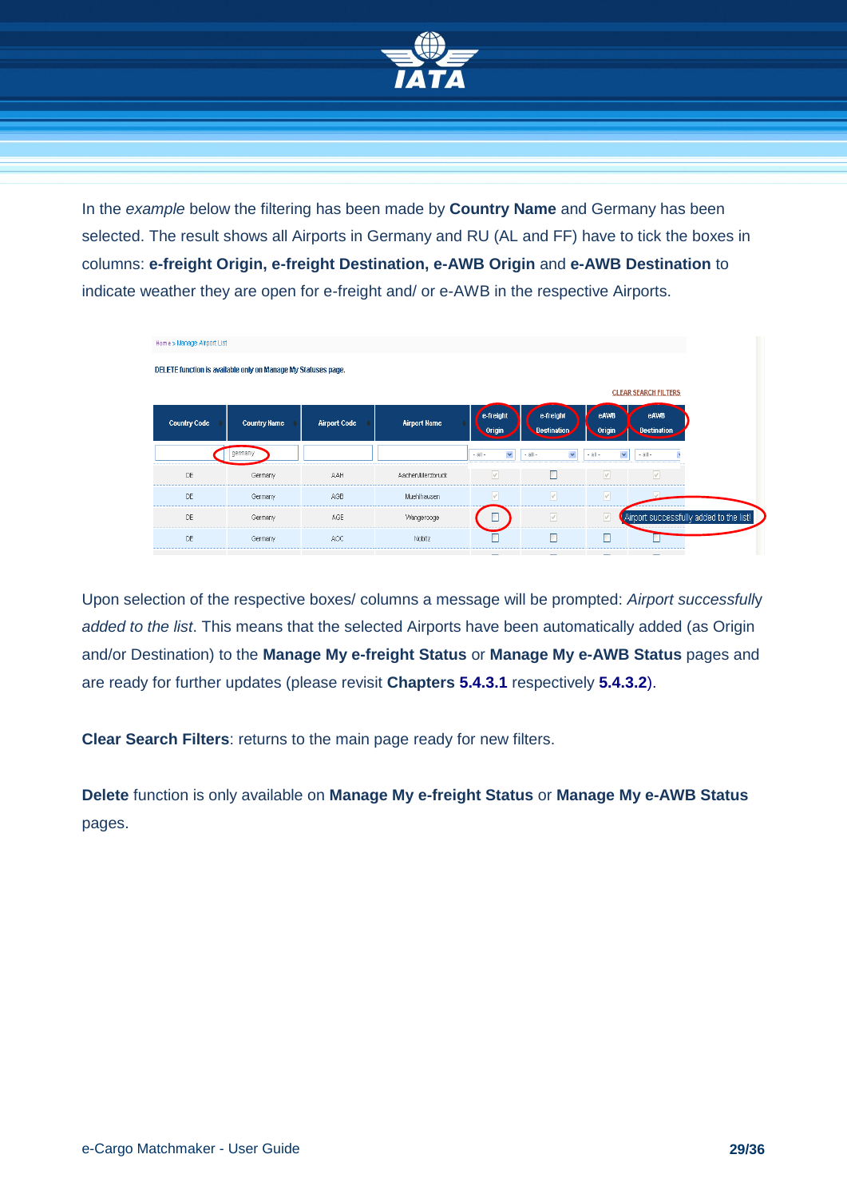In the *example* below the filtering has been made by **Country Name** and Germany has been selected. The result shows all Airports in Germany and RU (AL and FF) have to tick the boxes in columns: **e-freight Origin, e-freight Destination, e-AWB Origin** and **e-AWB Destination** to indicate weather they are open for e-freight and/ or e-AWB in the respective Airports.

Upon selection of the respective boxes/ columns a message will be prompted: *Airport successfully added to the list*. This means that the selected Airports have been automatically added (as Origin and/or Destination) to the **Manage My e-freight Status** or **Manage My e-AWB Status** pages and are ready for further updates (please revisit **Chapters 5.4.3.1** respectively **5.4.3.2**).

**Clear Search Filters**: returns to the main page ready for new filters.

**Delete** function is only available on **Manage My e-freight Status** or **Manage My e-AWB Status** pages.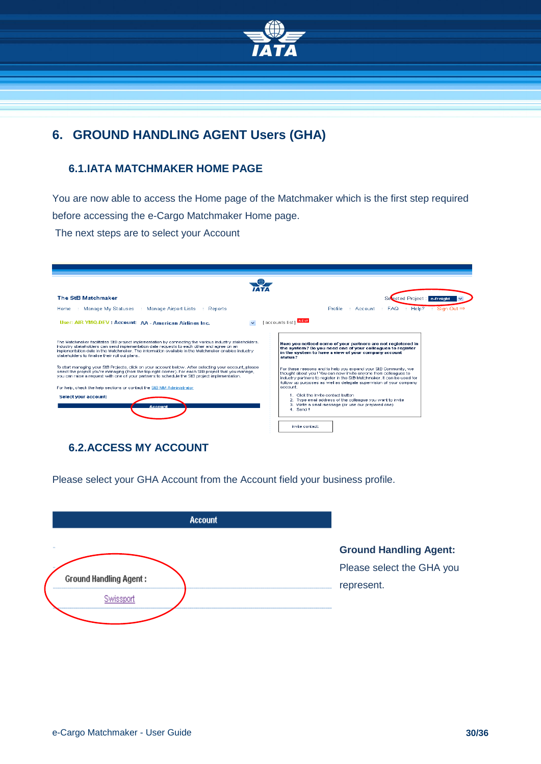## 6. GROUND HANDLING AGENT Users (GHA)

### 6.1. IATA MATCHMAKER HOME PAGE

You are now able to access the Home page of the Matchmaker which is the first step required before accessing the e-Cargo Matchmaker Home page.

The next steps are to select your Account

### 6.2. ACCESS MY ACCOUNT

Please select your GHA Account from the Account field your business profile.

**Ground Handling Agent:**

Please select the GHA you represent.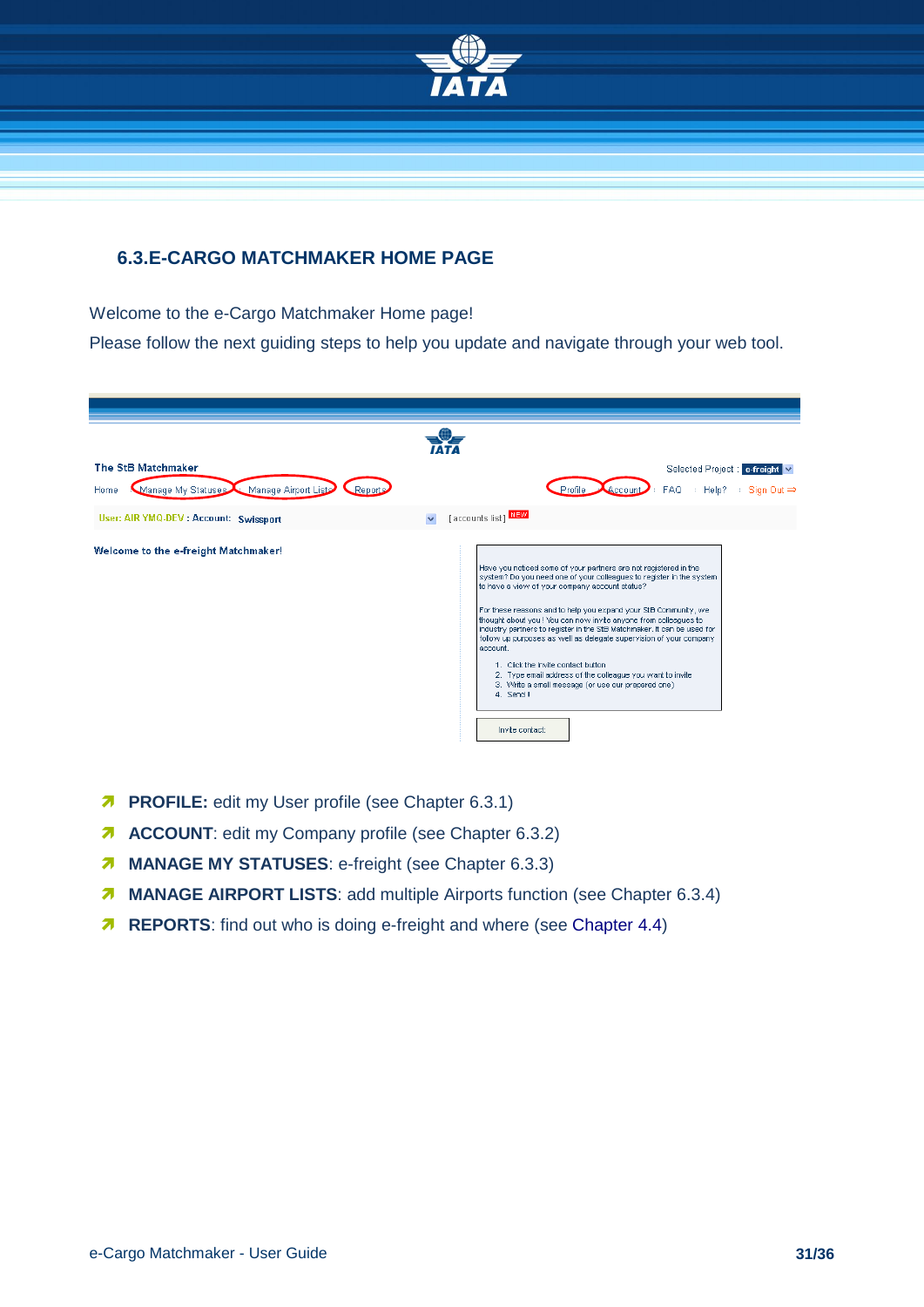## 6.3.E-CARGO MATCHMAKER HOME PAGE

Welcome to the e-Cargo Matchmaker Home page!

Please follow the next guiding steps to help you update and navigate through your web tool.

- **PROFILE:** edit my User profile (see Chapter 6.3.1)
- **ACCOUNT**: edit my Company profile (see Chapter 6.3.2)
- **MANAGE MY STATUSES**: e-freight (see Chapter 6.3.3)
- **MANAGE AIRPORT LISTS**: add multiple Airports function (see Chapter 6.3.4)
- **REPORTS**: find out who is doing e-freight and where (see Chapter 4.4)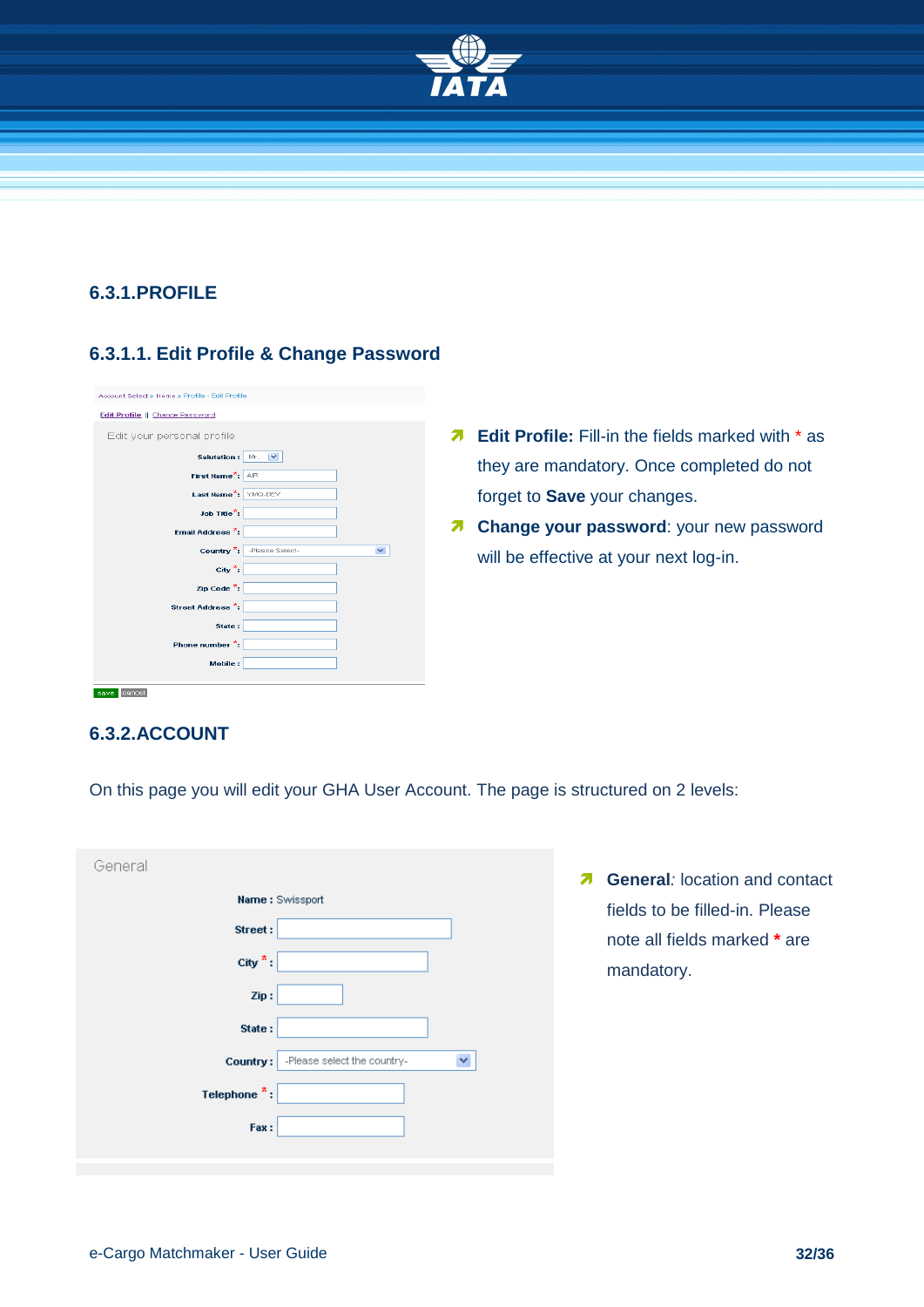### 6.3.1.PROFILE

#### 6.3.1.1. Edit Profile & Change Password

- **Edit Profile:** Fill-in the fields marked with * as they are mandatory. Once completed do not forget to **Save** your changes.
- **Change your password**: your new password will be effective at your next log-in.

### 6.3.2.ACCOUNT

On this page you will edit your GHA User Account. The page is structured on 2 levels:

- **General**: location and contact fields to be filled-in. Please note all fields marked * are mandatory.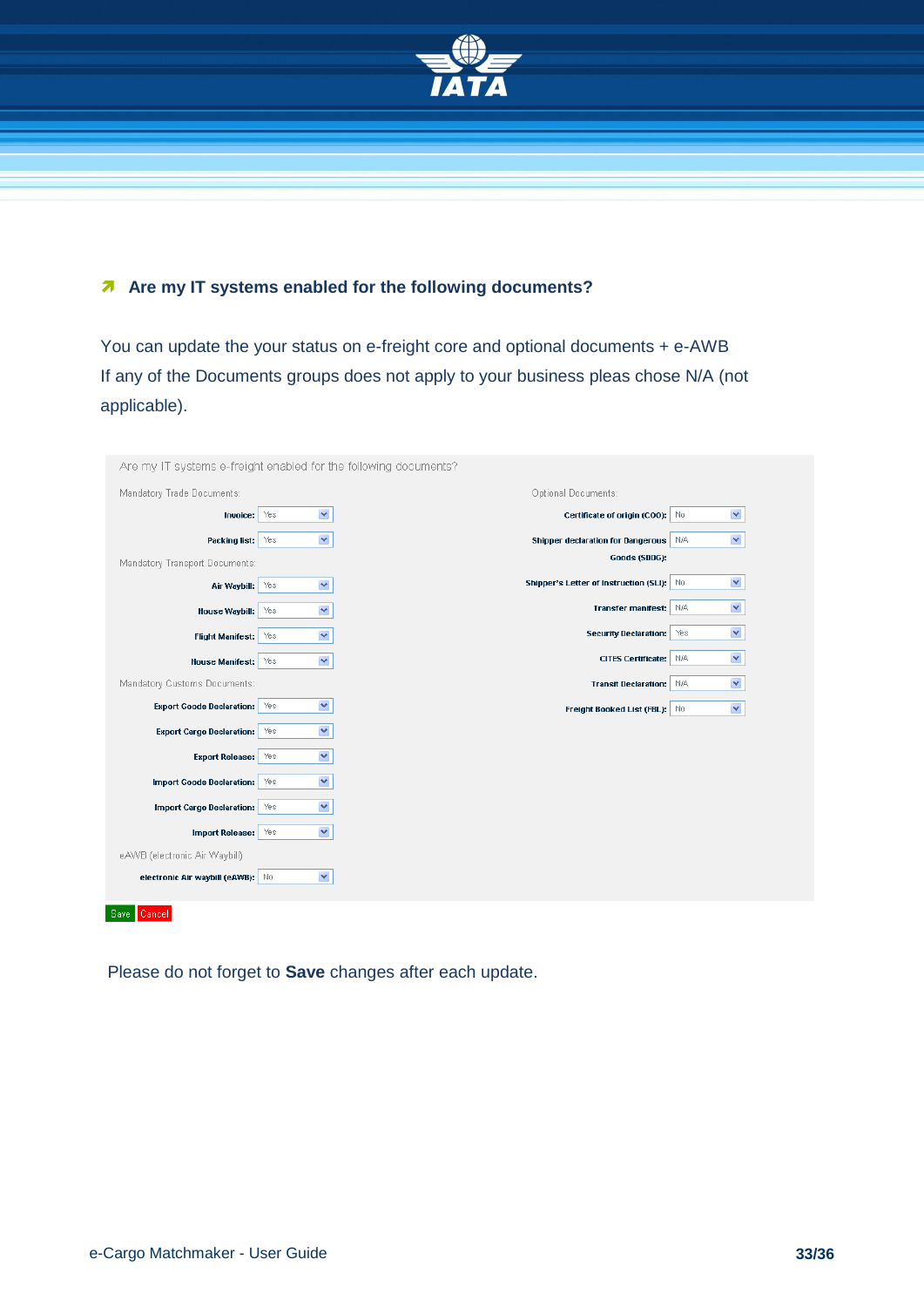### Are my IT systems enabled for the following documents?

You can update the your status on e-freight core and optional documents + e-AWB
If any of the Documents groups does not apply to your business pleas chose N/A (not applicable).

Are my IT systems e-freight enabled for the following documents?

Mandatory Trade Documents:

| Document | Status |
|---|---|
| Invoice: | Yes |
| Packing list: | Yes |

Mandatory Transport Documents:

| Document | Status |
|---|---|
| Air Waybill: | Yes |
| House Waybill: | Yes |
| Flight Manifest: | Yes |
| House Manifest: | Yes |

Mandatory Customs Documents:

| Document | Status |
|---|---|
| Export Goods Declaration: | Yes |
| Export Cargo Declaration: | Yes |
| Export Release: | Yes |
| Import Goods Declaration: | Yes |
| Import Cargo Declaration: | Yes |
| Import Release: | Yes |

eAWB (electronic Air Waybill)

| Document | Status |
|---|---|
| electronic Air waybill (eAWB): | No |

Optional Documents:

| Document | Status |
|---|---|
| Certificate of origin (COO): | No |
| Shipper declaration for Dangerous Goods (SDDG): | N/A |
| Shipper's Letter of Instruction (SLI): | No |
| Transfer manifest: | N/A |
| Security Declaration: | Yes |
| CITES Certificate: | N/A |
| Transit Declaration: | N/A |
| Freight Booked List (FBL): | No |

Save Cancel

Please do not forget to **Save** changes after each update.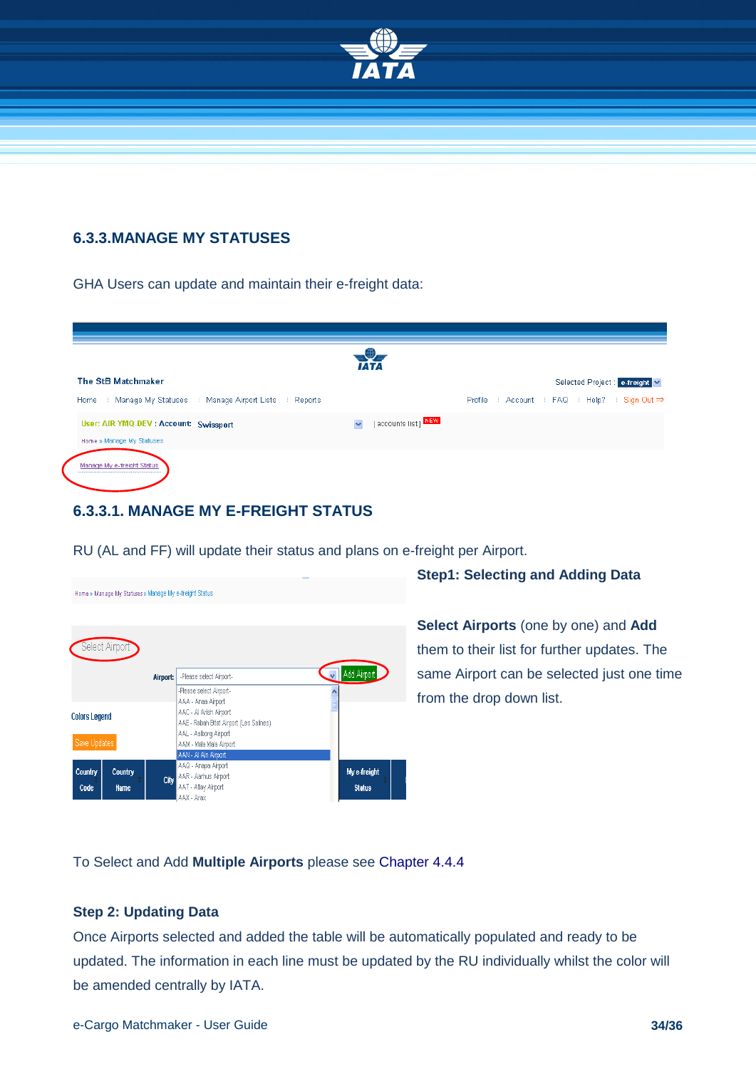### 6.3.3.MANAGE MY STATUSES

GHA Users can update and maintain their e-freight data:

#### 6.3.3.1. MANAGE MY E-FREIGHT STATUS

RU (AL and FF) will update their status and plans on e-freight per Airport.

**Step1: Selecting and Adding Data**

**Select Airports** (one by one) and **Add** them to their list for further updates. The same Airport can be selected just one time from the drop down list.

To Select and Add **Multiple Airports** please see Chapter 4.4.4

**Step 2: Updating Data**

Once Airports selected and added the table will be automatically populated and ready to be updated. The information in each line must be updated by the RU individually whilst the color will be amended centrally by IATA.

e-Cargo Matchmaker - User Guide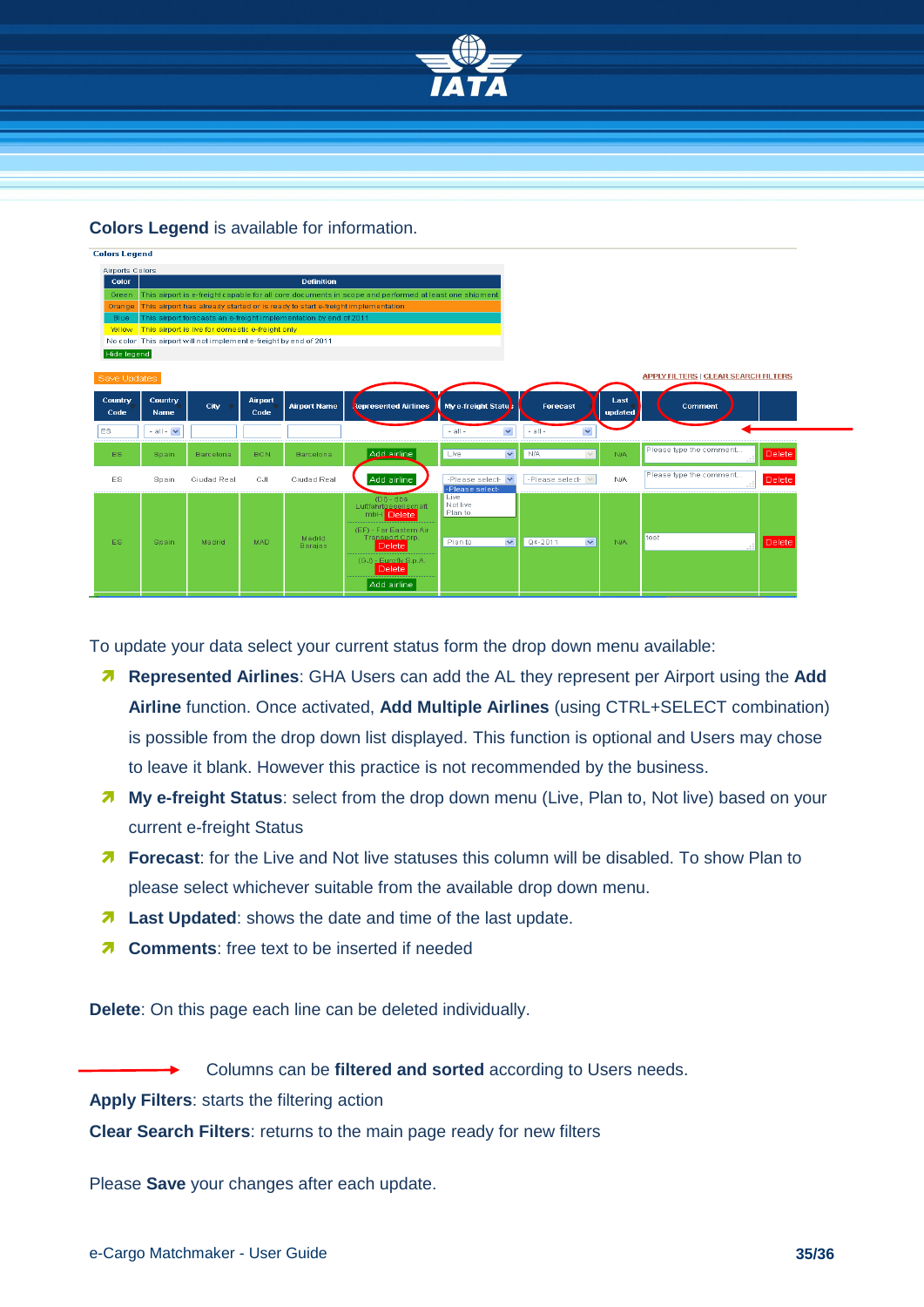**Colors Legend** is available for information.

**Colors Legend**

Airports Colors

| Color | Definition |
|---|---|
| Green | This airport is e-freight capable for all core documents in scope and performed at least one shipment |
| Orange | This airport has already started or is ready to start e-freight implementation |
| Blue | This airport forecasts an e-freight implementation by end of 2011 |
| Yellow | This airport is live for domestic e-freight only |
| No color | This airport will not implement e-freight by end of 2011 |

Hide legend

Save Updates

APPLY FILTERS | CLEAR SEARCH FILTERS

| Country Code | Country Name | City | Airport Code | Airport Name | Represented Airlines | My e-freight Status | Forecast | Last updated | Comment | |
|---|---|---|---|---|---|---|---|---|---|---|
| ES | - all - | | | | | - all - | - all - | | | |
| ES | Spain | Barcelona | BCN | Barcelona | Add airline | Live | N/A | N/A | Please type the comment... | Delete |
| ES | Spain | Ciudad Real | CJI | Ciudad Real | Add airline | -Please select- (-Please select- / Live / Not live / Plan to) | -Please select- | N/A | Please type the comment... | Delete |
| ES | Spain | Madrid | MAD | Madrid Barajas | (DD - dba Lufthansa ... mbH) Delete; (EF) - Far Eastern Air Transport Corp. Delete; (GJ) - Eurofly S.p.A. Delete; Add airline | Plan to | Q4-2011 | N/A | test | Delete |

To update your data select your current status form the drop down menu available:

- **Represented Airlines**: GHA Users can add the AL they represent per Airport using the **Add Airline** function. Once activated, **Add Multiple Airlines** (using CTRL+SELECT combination) is possible from the drop down list displayed. This function is optional and Users may chose to leave it blank. However this practice is not recommended by the business.
- **My e-freight Status**: select from the drop down menu (Live, Plan to, Not live) based on your current e-freight Status
- **Forecast**: for the Live and Not live statuses this column will be disabled. To show Plan to please select whichever suitable from the available drop down menu.
- **Last Updated**: shows the date and time of the last update.
- **Comments**: free text to be inserted if needed

**Delete**: On this page each line can be deleted individually.

→ Columns can be **filtered and sorted** according to Users needs.

**Apply Filters**: starts the filtering action

**Clear Search Filters**: returns to the main page ready for new filters

Please **Save** your changes after each update.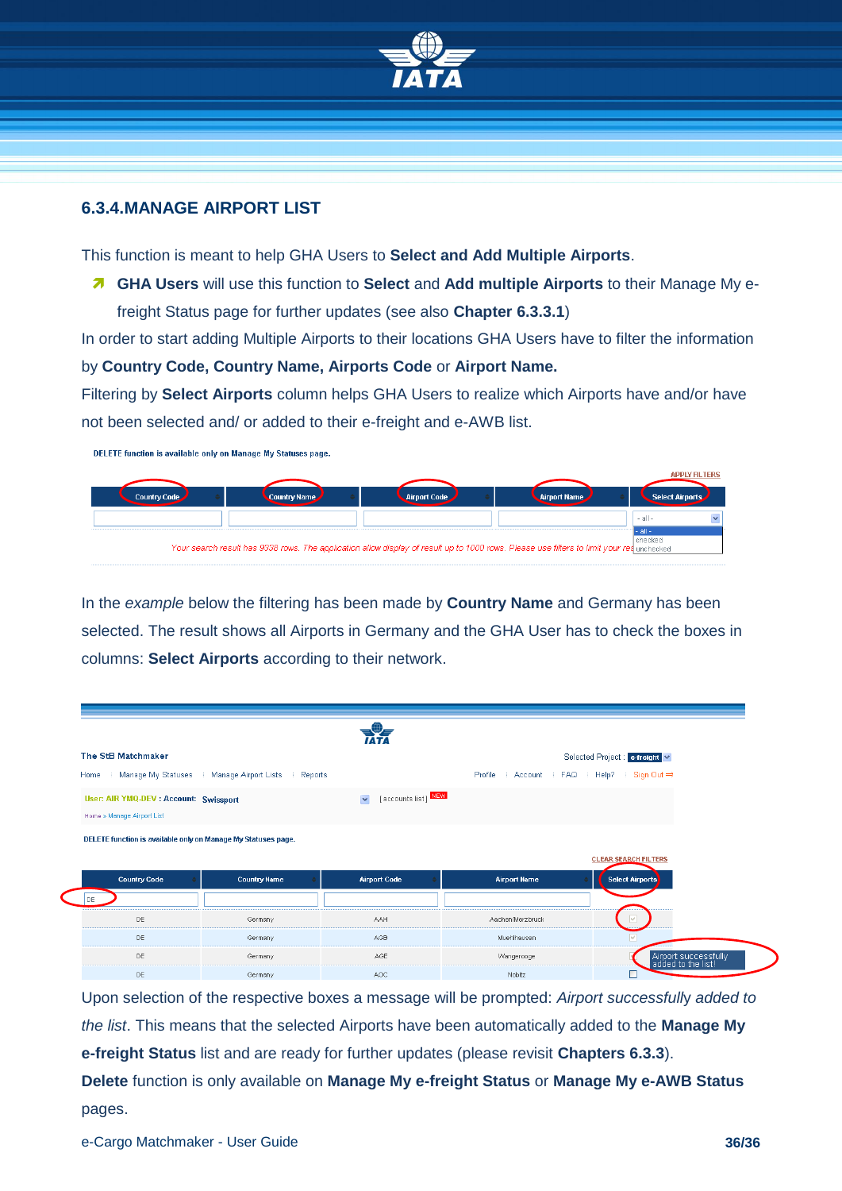## 6.3.4. MANAGE AIRPORT LIST

This function is meant to help GHA Users to **Select and Add Multiple Airports**.

- **GHA Users** will use this function to **Select** and **Add multiple Airports** to their Manage My e-freight Status page for further updates (see also **Chapter 6.3.3.1**)

In order to start adding Multiple Airports to their locations GHA Users have to filter the information by **Country Code, Country Name, Airports Code** or **Airport Name.**

Filtering by **Select Airports** column helps GHA Users to realize which Airports have and/or have not been selected and/ or added to their e-freight and e-AWB list.

DELETE function is available only on Manage My Statuses page.

APPLY FILTERS

| Country Code | Country Name | Airport Code | Airport Name | Select Airports |
|---|---|---|---|---|
| | | | | - all - |

- all -
checked
unchecked

*Your search result has 9058 rows. The application allow display of result up to 1000 rows. Please use filters to limit your res*

In the *example* below the filtering has been made by **Country Name** and Germany has been selected. The result shows all Airports in Germany and the GHA User has to check the boxes in columns: **Select Airports** according to their network.

IATA

The StB Matchmaker

Selected Project : e-freight

Home | Manage My Statuses | Manage Airport Lists | Reports

Profile | Account | FAQ | Help? | Sign Out

User: AIR YMQ-DEV : Account: Swissport [accounts list] NEW

Home » Manage Airport List

DELETE function is available only on Manage My Statuses page.

CLEAR SEARCH FILTERS

| Country Code | Country Name | Airport Code | Airport Name | Select Airports |
|---|---|---|---|---|
| DE | | | | |
| DE | Germany | AAH | Aachen/Merzbruck | ☑ |
| DE | Germany | AGB | Muehlhausen | ☑ |
| DE | Germany | AGE | Wangerooge | ☐ |
| DE | Germany | AOC | Nobitz | ☐ |

Airport successfully added to the list!

Upon selection of the respective boxes a message will be prompted: *Airport successfully added to the list*. This means that the selected Airports have been automatically added to the **Manage My e-freight Status** list and are ready for further updates (please revisit **Chapters 6.3.3**).

**Delete** function is only available on **Manage My e-freight Status** or **Manage My e-AWB Status** pages.